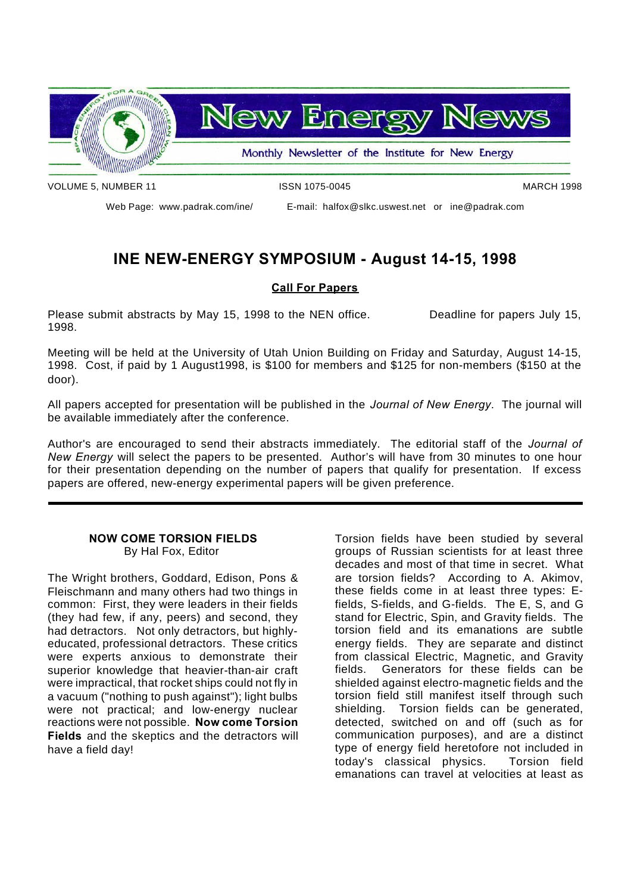# New Energy News

Monthly Newsletter of the Institute for New Energy

VOLUME 5, NUMBER 11 ISSN 1075-0045 MARCH 1998

Web Page: www.padrak.com/ine/ E-mail: halfox@slkc.uswest.net or ine@padrak.com

## INE NEW-ENERGY SYMPOSIUM - August 14-15, 1998

**Call For Papers**

Please submit abstracts by May 15, 1998 to the NEN office. Deadline for papers July 15, 1998.

Meeting will be held at the University of Utah Union Building on Friday and Saturday, August 14-15, 1998. Cost, if paid by 1 August1998, is $100 for members and $125 for non-members ($150 at the door).

All papers accepted for presentation will be published in the *Journal of New Energy*. The journal will be available immediately after the conference.

Author's are encouraged to send their abstracts immediately. The editorial staff of the *Journal of New Energy* will select the papers to be presented. Author's will have from 30 minutes to one hour for their presentation depending on the number of papers that qualify for presentation. If excess papers are offered, new-energy experimental papers will be given preference.

---

### NOW COME TORSION FIELDS

By Hal Fox, Editor

The Wright brothers, Goddard, Edison, Pons & Fleischmann and many others had two things in common: First, they were leaders in their fields (they had few, if any, peers) and second, they had detractors. Not only detractors, but highly-educated, professional detractors. These critics were experts anxious to demonstrate their superior knowledge that heavier-than-air craft were impractical, that rocket ships could not fly in a vacuum ("nothing to push against"); light bulbs were not practical; and low-energy nuclear reactions were not possible. **Now come Torsion Fields** and the skeptics and the detractors will have a field day!

Torsion fields have been studied by several groups of Russian scientists for at least three decades and most of that time in secret. What are torsion fields? According to A. Akimov, these fields come in at least three types: E-fields, S-fields, and G-fields. The E, S, and G stand for Electric, Spin, and Gravity fields. The torsion field and its emanations are subtle energy fields. They are separate and distinct from classical Electric, Magnetic, and Gravity fields. Generators for these fields can be shielded against electro-magnetic fields and the torsion field still manifest itself through such shielding. Torsion fields can be generated, detected, switched on and off (such as for communication purposes), and are a distinct type of energy field heretofore not included in today's classical physics. Torsion field emanations can travel at velocities at least as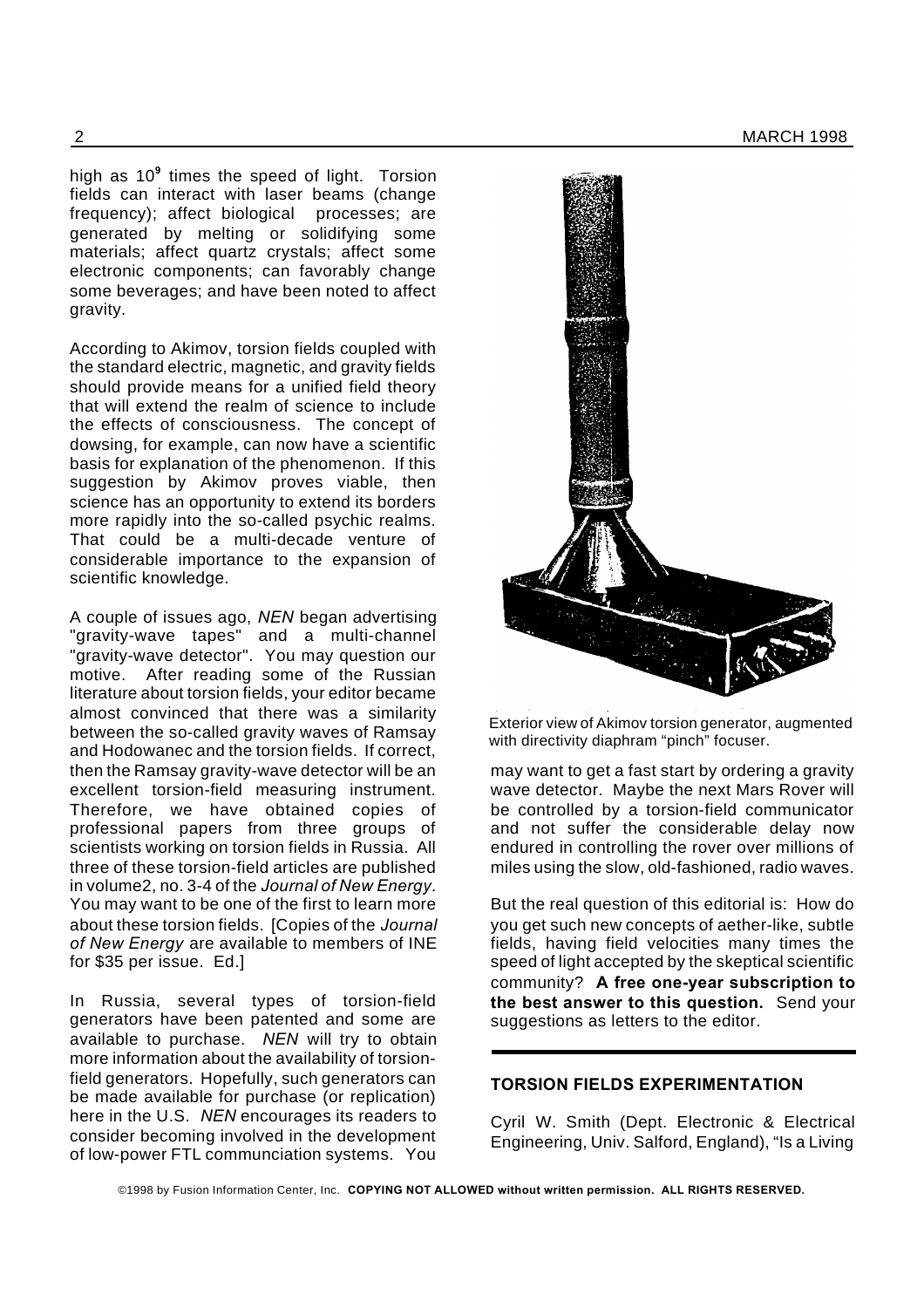high as $10^9$ times the speed of light. Torsion fields can interact with laser beams (change frequency); affect biological processes; are generated by melting or solidifying some materials; affect quartz crystals; affect some electronic components; can favorably change some beverages; and have been noted to affect gravity.

According to Akimov, torsion fields coupled with the standard electric, magnetic, and gravity fields should provide means for a unified field theory that will extend the realm of science to include the effects of consciousness. The concept of dowsing, for example, can now have a scientific basis for explanation of the phenomenon. If this suggestion by Akimov proves viable, then science has an opportunity to extend its borders more rapidly into the so-called psychic realms. That could be a multi-decade venture of considerable importance to the expansion of scientific knowledge.

A couple of issues ago, *NEN* began advertising "gravity-wave tapes" and a multi-channel "gravity-wave detector". You may question our motive. After reading some of the Russian literature about torsion fields, your editor became almost convinced that there was a similarity between the so-called gravity waves of Ramsay and Hodowanec and the torsion fields. If correct, then the Ramsay gravity-wave detector will be an excellent torsion-field measuring instrument. Therefore, we have obtained copies of professional papers from three groups of scientists working on torsion fields in Russia. All three of these torsion-field articles are published in volume2, no. 3-4 of the *Journal of New Energy*. You may want to be one of the first to learn more about these torsion fields. [Copies of the *Journal of New Energy* are available to members of INE for $35 per issue. Ed.]

In Russia, several types of torsion-field generators have been patented and some are available to purchase. *NEN* will try to obtain more information about the availability of torsion-field generators. Hopefully, such generators can be made available for purchase (or replication) here in the U.S. *NEN* encourages its readers to consider becoming involved in the development of low-power FTL communciation systems. You may want to get a fast start by ordering a gravity wave detector. Maybe the next Mars Rover will be controlled by a torsion-field communicator and not suffer the considerable delay now endured in controlling the rover over millions of miles using the slow, old-fashioned, radio waves.

Exterior view of Akimov torsion generator, augmented with directivity diaphram "pinch" focuser.

But the real question of this editorial is: How do you get such new concepts of aether-like, subtle fields, having field velocities many times the speed of light accepted by the skeptical scientific community? **A free one-year subscription to the best answer to this question.** Send your suggestions as letters to the editor.

## TORSION FIELDS EXPERIMENTATION

Cyril W. Smith (Dept. Electronic & Electrical Engineering, Univ. Salford, England), "Is a Living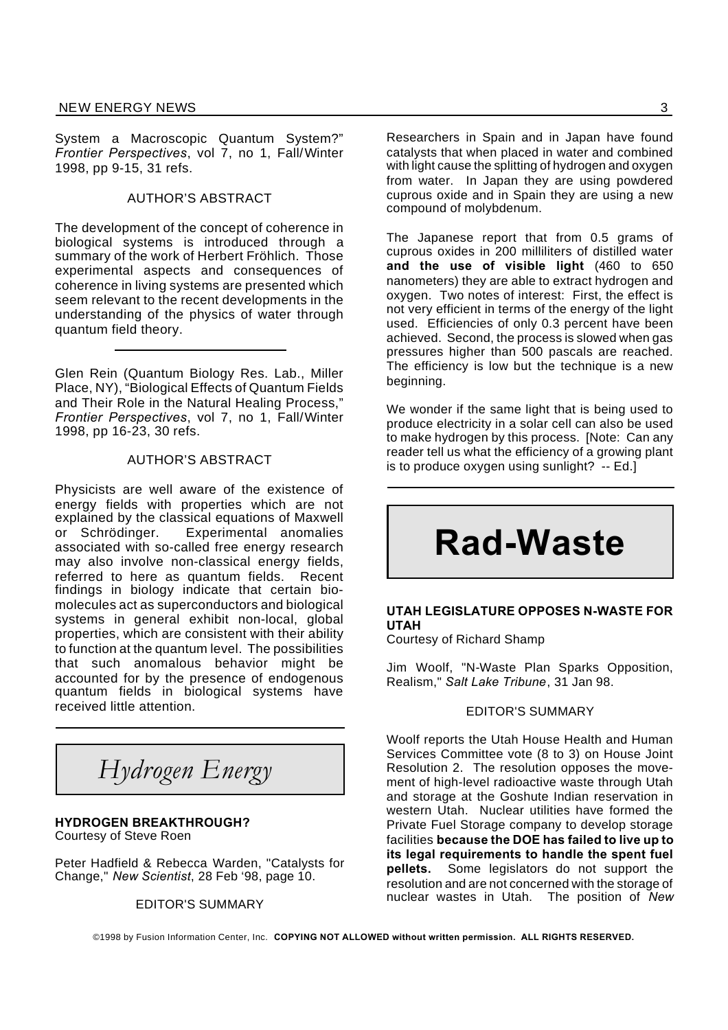System a Macroscopic Quantum System?" *Frontier Perspectives*, vol 7, no 1, Fall/Winter 1998, pp 9-15, 31 refs.

AUTHOR'S ABSTRACT

The development of the concept of coherence in biological systems is introduced through a summary of the work of Herbert Fröhlich. Those experimental aspects and consequences of coherence in living systems are presented which seem relevant to the recent developments in the understanding of the physics of water through quantum field theory.

---

Glen Rein (Quantum Biology Res. Lab., Miller Place, NY), "Biological Effects of Quantum Fields and Their Role in the Natural Healing Process," *Frontier Perspectives*, vol 7, no 1, Fall/Winter 1998, pp 16-23, 30 refs.

AUTHOR'S ABSTRACT

Physicists are well aware of the existence of energy fields with properties which are not explained by the classical equations of Maxwell or Schrödinger. Experimental anomalies associated with so-called free energy research may also involve non-classical energy fields, referred to here as quantum fields. Recent findings in biology indicate that certain bio-molecules act as superconductors and biological systems in general exhibit non-local, global properties, which are consistent with their ability to function at the quantum level. The possibilities that such anomalous behavior might be accounted for by the presence of endogenous quantum fields in biological systems have received little attention.

---

# *Hydrogen Energy*

### HYDROGEN BREAKTHROUGH?

Courtesy of Steve Roen

Peter Hadfield & Rebecca Warden, "Catalysts for Change," *New Scientist*, 28 Feb '98, page 10.

EDITOR'S SUMMARY

Researchers in Spain and in Japan have found catalysts that when placed in water and combined with light cause the splitting of hydrogen and oxygen from water. In Japan they are using powdered cuprous oxide and in Spain they are using a new compound of molybdenum.

The Japanese report that from 0.5 grams of cuprous oxides in 200 milliliters of distilled water **and the use of visible light** (460 to 650 nanometers) they are able to extract hydrogen and oxygen. Two notes of interest: First, the effect is not very efficient in terms of the energy of the light used. Efficiencies of only 0.3 percent have been achieved. Second, the process is slowed when gas pressures higher than 500 pascals are reached. The efficiency is low but the technique is a new beginning.

We wonder if the same light that is being used to produce electricity in a solar cell can also be used to make hydrogen by this process. [Note: Can any reader tell us what the efficiency of a growing plant is to produce oxygen using sunlight? -- Ed.]

---

# Rad-Waste

### UTAH LEGISLATURE OPPOSES N-WASTE FOR UTAH

Courtesy of Richard Shamp

Jim Woolf, "N-Waste Plan Sparks Opposition, Realism," *Salt Lake Tribune*, 31 Jan 98.

EDITOR'S SUMMARY

Woolf reports the Utah House Health and Human Services Committee vote (8 to 3) on House Joint Resolution 2. The resolution opposes the movement of high-level radioactive waste through Utah and storage at the Goshute Indian reservation in western Utah. Nuclear utilities have formed the Private Fuel Storage company to develop storage facilities **because the DOE has failed to live up to its legal requirements to handle the spent fuel pellets.** Some legislators do not support the resolution and are not concerned with the storage of nuclear wastes in Utah. The position of *New*

©1998 by Fusion Information Center, Inc. **COPYING NOT ALLOWED without written permission. ALL RIGHTS RESERVED.**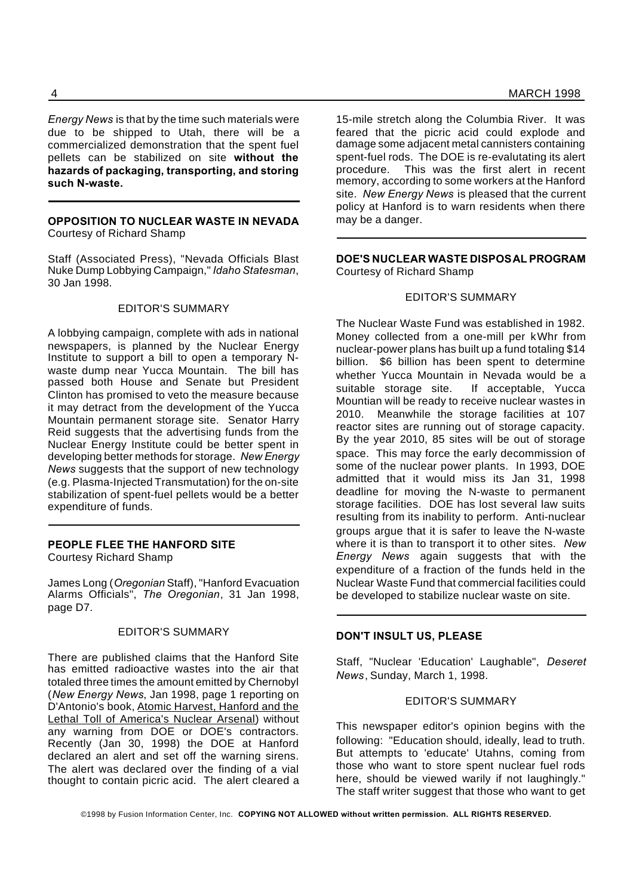*Energy News* is that by the time such materials were due to be shipped to Utah, there will be a commercialized demonstration that the spent fuel pellets can be stabilized on site **without the hazards of packaging, transporting, and storing such N-waste.**

---

**OPPOSITION TO NUCLEAR WASTE IN NEVADA**
Courtesy of Richard Shamp

Staff (Associated Press), "Nevada Officials Blast Nuke Dump Lobbying Campaign," *Idaho Statesman*, 30 Jan 1998.

EDITOR'S SUMMARY

A lobbying campaign, complete with ads in national newspapers, is planned by the Nuclear Energy Institute to support a bill to open a temporary N-waste dump near Yucca Mountain. The bill has passed both House and Senate but President Clinton has promised to veto the measure because it may detract from the development of the Yucca Mountain permanent storage site. Senator Harry Reid suggests that the advertising funds from the Nuclear Energy Institute could be better spent in developing better methods for storage. *New Energy News* suggests that the support of new technology (e.g. Plasma-Injected Transmutation) for the on-site stabilization of spent-fuel pellets would be a better expenditure of funds.

---

**PEOPLE FLEE THE HANFORD SITE**
Courtesy Richard Shamp

James Long (*Oregonian* Staff), "Hanford Evacuation Alarms Officials", *The Oregonian*, 31 Jan 1998, page D7.

EDITOR'S SUMMARY

There are published claims that the Hanford Site has emitted radioactive wastes into the air that totaled three times the amount emitted by Chernobyl (*New Energy News*, Jan 1998, page 1 reporting on D'Antonio's book, Atomic Harvest, Hanford and the Lethal Toll of America's Nuclear Arsenal) without any warning from DOE or DOE's contractors. Recently (Jan 30, 1998) the DOE at Hanford declared an alert and set off the warning sirens. The alert was declared over the finding of a vial thought to contain picric acid. The alert cleared a 15-mile stretch along the Columbia River. It was feared that the picric acid could explode and damage some adjacent metal cannisters containing spent-fuel rods. The DOE is re-evalutating its alert procedure. This was the first alert in recent memory, according to some workers at the Hanford site. *New Energy News* is pleased that the current policy at Hanford is to warn residents when there may be a danger.

---

**DOE'S NUCLEAR WASTE DISPOSAL PROGRAM**
Courtesy of Richard Shamp

EDITOR'S SUMMARY

The Nuclear Waste Fund was established in 1982. Money collected from a one-mill per kWhr from nuclear-power plans has built up a fund totaling $14 billion. $6 billion has been spent to determine whether Yucca Mountain in Nevada would be a suitable storage site. If acceptable, Yucca Mountian will be ready to receive nuclear wastes in 2010. Meanwhile the storage facilities at 107 reactor sites are running out of storage capacity. By the year 2010, 85 sites will be out of storage space. This may force the early decommission of some of the nuclear power plants. In 1993, DOE admitted that it would miss its Jan 31, 1998 deadline for moving the N-waste to permanent storage facilities. DOE has lost several law suits resulting from its inability to perform. Anti-nuclear groups argue that it is safer to leave the N-waste where it is than to transport it to other sites. *New Energy News* again suggests that with the expenditure of a fraction of the funds held in the Nuclear Waste Fund that commercial facilities could be developed to stabilize nuclear waste on site.

---

**DON'T INSULT US, PLEASE**

Staff, "Nuclear 'Education' Laughable", *Deseret News*, Sunday, March 1, 1998.

EDITOR'S SUMMARY

This newspaper editor's opinion begins with the following: "Education should, ideally, lead to truth. But attempts to 'educate' Utahns, coming from those who want to store spent nuclear fuel rods here, should be viewed warily if not laughingly." The staff writer suggest that those who want to get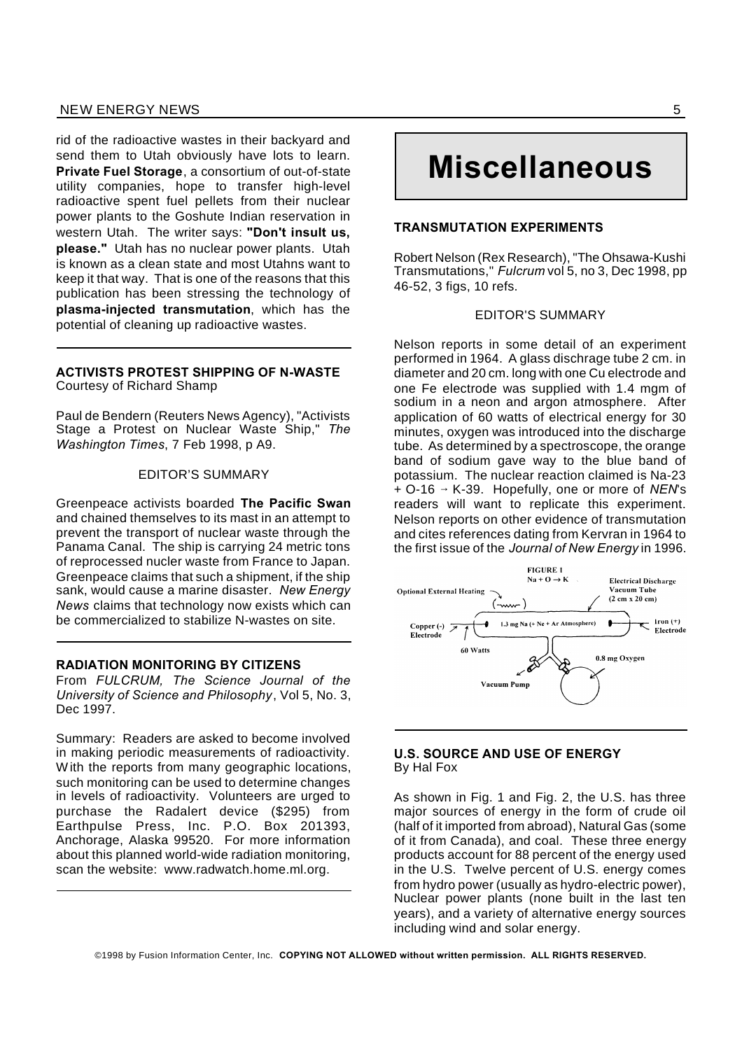rid of the radioactive wastes in their backyard and send them to Utah obviously have lots to learn. **Private Fuel Storage**, a consortium of out-of-state utility companies, hope to transfer high-level radioactive spent fuel pellets from their nuclear power plants to the Goshute Indian reservation in western Utah. The writer says: **"Don't insult us, please."** Utah has no nuclear power plants. Utah is known as a clean state and most Utahns want to keep it that way. That is one of the reasons that this publication has been stressing the technology of **plasma-injected transmutation**, which has the potential of cleaning up radioactive wastes.

---

### ACTIVISTS PROTEST SHIPPING OF N-WASTE

Courtesy of Richard Shamp

Paul de Bendern (Reuters News Agency), "Activists Stage a Protest on Nuclear Waste Ship," *The Washington Times*, 7 Feb 1998, p A9.

EDITOR'S SUMMARY

Greenpeace activists boarded **The Pacific Swan** and chained themselves to its mast in an attempt to prevent the transport of nuclear waste through the Panama Canal. The ship is carrying 24 metric tons of reprocessed nucler waste from France to Japan. Greenpeace claims that such a shipment, if the ship sank, would cause a marine disaster. *New Energy News* claims that technology now exists which can be commercialized to stabilize N-wastes on site.

---

### RADIATION MONITORING BY CITIZENS

From *FULCRUM, The Science Journal of the University of Science and Philosophy*, Vol 5, No. 3, Dec 1997.

Summary: Readers are asked to become involved in making periodic measurements of radioactivity. With the reports from many geographic locations, such monitoring can be used to determine changes in levels of radioactivity. Volunteers are urged to purchase the Radalert device ($295) from Earthpulse Press, Inc. P.O. Box 201393, Anchorage, Alaska 99520. For more information about this planned world-wide radiation monitoring, scan the website: www.radwatch.home.ml.org.

---

# Miscellaneous

### TRANSMUTATION EXPERIMENTS

Robert Nelson (Rex Research), "The Ohsawa-Kushi Transmutations," *Fulcrum* vol 5, no 3, Dec 1998, pp 46-52, 3 figs, 10 refs.

EDITOR'S SUMMARY

Nelson reports in some detail of an experiment performed in 1964. A glass dischrage tube 2 cm. in diameter and 20 cm. long with one Cu electrode and one Fe electrode was supplied with 1.4 mgm of sodium in a neon and argon atmosphere. After application of 60 watts of electrical energy for 30 minutes, oxygen was introduced into the discharge tube. As determined by a spectroscope, the orange band of sodium gave way to the blue band of potassium. The nuclear reaction claimed is Na-23 + O-16 → K-39. Hopefully, one or more of *NEN*'s readers will want to replicate this experiment. Nelson reports on other evidence of transmutation and cites references dating from Kervran in 1964 to the first issue of the *Journal of New Energy* in 1996.

FIGURE 1
Na + O → K

Optional External Heating; Electrical Discharge Vacuum Tube (2 cm x 20 cm); Copper (-) Electrode; 1.3 mg Na (+ Ne + Ar Atmosphere); Iron (+) Electrode; 60 Watts; 0.8 mg Oxygen; Vacuum Pump

---

### U.S. SOURCE AND USE OF ENERGY

By Hal Fox

As shown in Fig. 1 and Fig. 2, the U.S. has three major sources of energy in the form of crude oil (half of it imported from abroad), Natural Gas (some of it from Canada), and coal. These three energy products account for 88 percent of the energy used in the U.S. Twelve percent of U.S. energy comes from hydro power (usually as hydro-electric power), Nuclear power plants (none built in the last ten years), and a variety of alternative energy sources including wind and solar energy.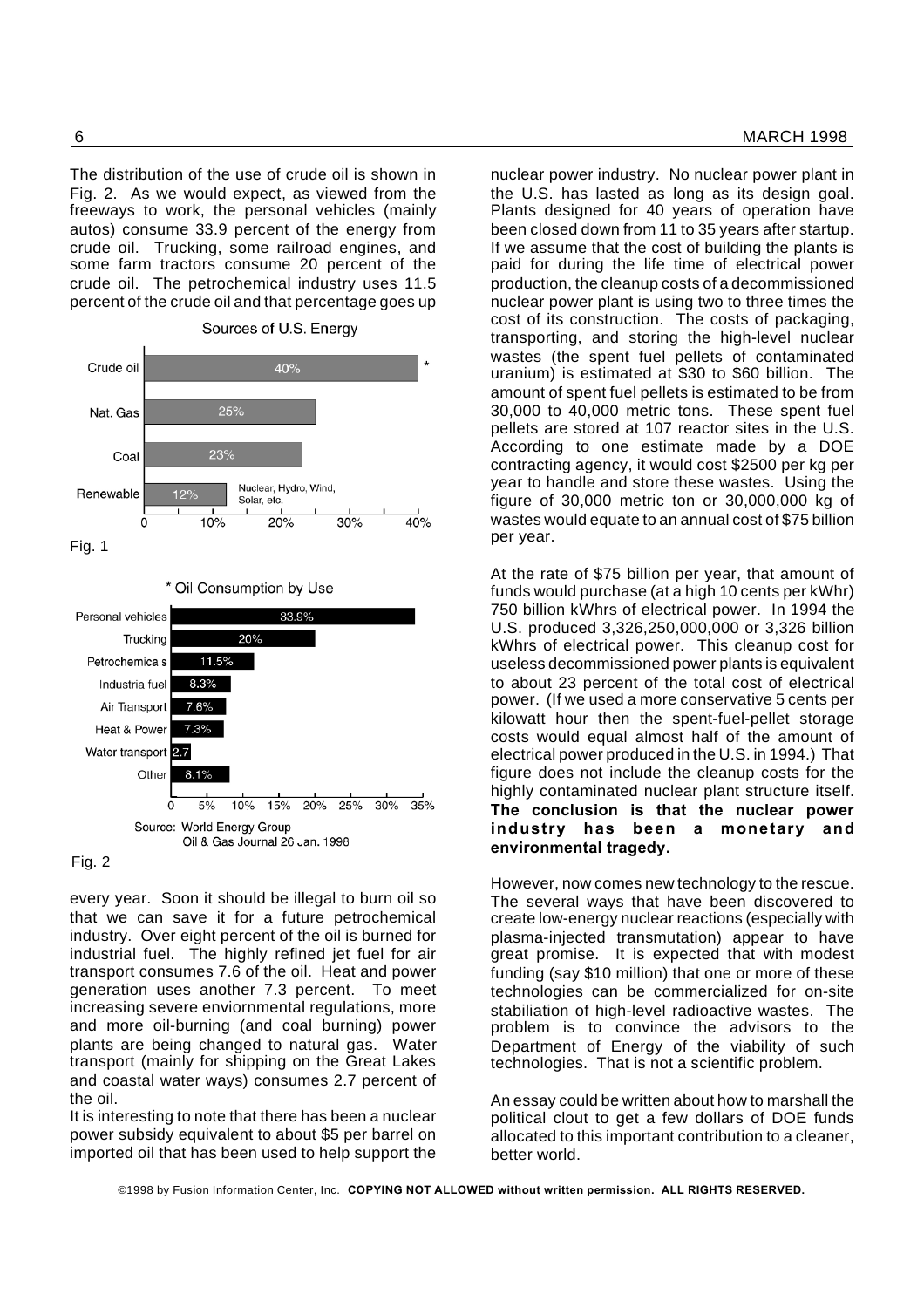The distribution of the use of crude oil is shown in Fig. 2. As we would expect, as viewed from the freeways to work, the personal vehicles (mainly autos) consume 33.9 percent of the energy from crude oil. Trucking, some railroad engines, and some farm tractors consume 20 percent of the crude oil. The petrochemical industry uses 11.5 percent of the crude oil and that percentage goes up

**Sources of U.S. Energy**

| Source | Share |
|---|---|
| Crude oil | 40% * |
| Nat. Gas | 25% |
| Coal | 23% |
| Renewable (Nuclear, Hydro, Wind, Solar, etc.) | 12% |

Fig. 1

**\* Oil Consumption by Use**

| Use | Share |
|---|---|
| Personal vehicles | 33.9% |
| Trucking | 20% |
| Petrochemicals | 11.5% |
| Industria fuel | 8.3% |
| Air Transport | 7.6% |
| Heat & Power | 7.3% |
| Water transport | 2.7 |
| Other | 8.1% |

Source: World Energy Group
Oil & Gas Journal 26 Jan. 1998

Fig. 2

every year. Soon it should be illegal to burn oil so that we can save it for a future petrochemical industry. Over eight percent of the oil is burned for industrial fuel. The highly refined jet fuel for air transport consumes 7.6 of the oil. Heat and power generation uses another 7.3 percent. To meet increasing severe enviornmental regulations, more and more oil-burning (and coal burning) power plants are being changed to natural gas. Water transport (mainly for shipping on the Great Lakes and coastal water ways) consumes 2.7 percent of the oil.

It is interesting to note that there has been a nuclear power subsidy equivalent to about $5 per barrel on imported oil that has been used to help support the nuclear power industry. No nuclear power plant in the U.S. has lasted as long as its design goal. Plants designed for 40 years of operation have been closed down from 11 to 35 years after startup. If we assume that the cost of building the plants is paid for during the life time of electrical power production, the cleanup costs of a decommissioned nuclear power plant is using two to three times the cost of its construction. The costs of packaging, transporting, and storing the high-level nuclear wastes (the spent fuel pellets of contaminated uranium) is estimated at $30 to $60 billion. The amount of spent fuel pellets is estimated to be from 30,000 to 40,000 metric tons. These spent fuel pellets are stored at 107 reactor sites in the U.S. According to one estimate made by a DOE contracting agency, it would cost $2500 per kg per year to handle and store these wastes. Using the figure of 30,000 metric ton or 30,000,000 kg of wastes would equate to an annual cost of $75 billion per year.

At the rate of $75 billion per year, that amount of funds would purchase (at a high 10 cents per kWhr) 750 billion kWhrs of electrical power. In 1994 the U.S. produced 3,326,250,000,000 or 3,326 billion kWhrs of electrical power. This cleanup cost for useless decommissioned power plants is equivalent to about 23 percent of the total cost of electrical power. (If we used a more conservative 5 cents per kilowatt hour then the spent-fuel-pellet storage costs would equal almost half of the amount of electrical power produced in the U.S. in 1994.) That figure does not include the cleanup costs for the highly contaminated nuclear plant structure itself. **The conclusion is that the nuclear power industry has been a monetary and environmental tragedy.**

However, now comes new technology to the rescue. The several ways that have been discovered to create low-energy nuclear reactions (especially with plasma-injected transmutation) appear to have great promise. It is expected that with modest funding (say $10 million) that one or more of these technologies can be commercialized for on-site stabiliation of high-level radioactive wastes. The problem is to convince the advisors to the Department of Energy of the viability of such technologies. That is not a scientific problem.

An essay could be written about how to marshall the political clout to get a few dollars of DOE funds allocated to this important contribution to a cleaner, better world.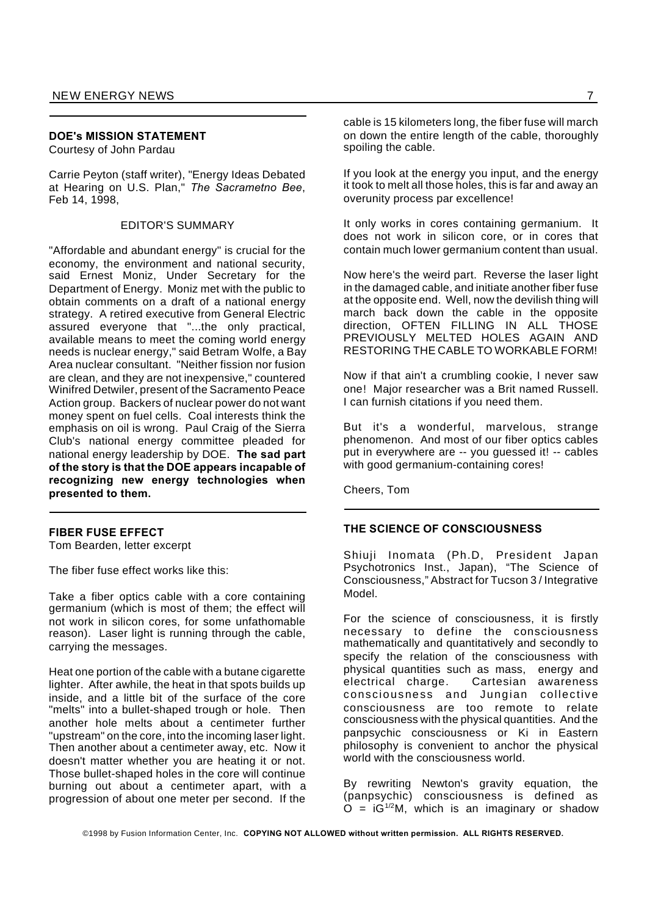## DOE's MISSION STATEMENT

Courtesy of John Pardau

Carrie Peyton (staff writer), "Energy Ideas Debated at Hearing on U.S. Plan," *The Sacrametno Bee*, Feb 14, 1998,

EDITOR'S SUMMARY

"Affordable and abundant energy" is crucial for the economy, the environment and national security, said Ernest Moniz, Under Secretary for the Department of Energy. Moniz met with the public to obtain comments on a draft of a national energy strategy. A retired executive from General Electric assured everyone that "...the only practical, available means to meet the coming world energy needs is nuclear energy," said Betram Wolfe, a Bay Area nuclear consultant. "Neither fission nor fusion are clean, and they are not inexpensive," countered Winifred Detwiler, present of the Sacramento Peace Action group. Backers of nuclear power do not want money spent on fuel cells. Coal interests think the emphasis on oil is wrong. Paul Craig of the Sierra Club's national energy committee pleaded for national energy leadership by DOE. **The sad part of the story is that the DOE appears incapable of recognizing new energy technologies when presented to them.**

## FIBER FUSE EFFECT

Tom Bearden, letter excerpt

The fiber fuse effect works like this:

Take a fiber optics cable with a core containing germanium (which is most of them; the effect will not work in silicon cores, for some unfathomable reason). Laser light is running through the cable, carrying the messages.

Heat one portion of the cable with a butane cigarette lighter. After awhile, the heat in that spots builds up inside, and a little bit of the surface of the core "melts" into a bullet-shaped trough or hole. Then another hole melts about a centimeter further "upstream" on the core, into the incoming laser light. Then another about a centimeter away, etc. Now it doesn't matter whether you are heating it or not. Those bullet-shaped holes in the core will continue burning out about a centimeter apart, with a progression of about one meter per second. If the cable is 15 kilometers long, the fiber fuse will march on down the entire length of the cable, thoroughly spoiling the cable.

If you look at the energy you input, and the energy it took to melt all those holes, this is far and away an overunity process par excellence!

It only works in cores containing germanium. It does not work in silicon core, or in cores that contain much lower germanium content than usual.

Now here's the weird part. Reverse the laser light in the damaged cable, and initiate another fiber fuse at the opposite end. Well, now the devilish thing will march back down the cable in the opposite direction, OFTEN FILLING IN ALL THOSE PREVIOUSLY MELTED HOLES AGAIN AND RESTORING THE CABLE TO WORKABLE FORM!

Now if that ain't a crumbling cookie, I never saw one! Major researcher was a Brit named Russell. I can furnish citations if you need them.

But it's a wonderful, marvelous, strange phenomenon. And most of our fiber optics cables put in everywhere are -- you guessed it! -- cables with good germanium-containing cores!

Cheers, Tom

## THE SCIENCE OF CONSCIOUSNESS

Shiuji Inomata (Ph.D, President Japan Psychotronics Inst., Japan), "The Science of Consciousness," Abstract for Tucson 3 / Integrative Model.

For the science of consciousness, it is firstly necessary to define the consciousness mathematically and quantitatively and secondly to specify the relation of the consciousness with physical quantities such as mass, energy and electrical charge. Cartesian awareness consciousness and Jungian collective consciousness are too remote to relate consciousness with the physical quantities. And the panpsychic consciousness or Ki in Eastern philosophy is convenient to anchor the physical world with the consciousness world.

By rewriting Newton's gravity equation, the (panpsychic) consciousness is defined as $O = iG^{1/2}M$, which is an imaginary or shadow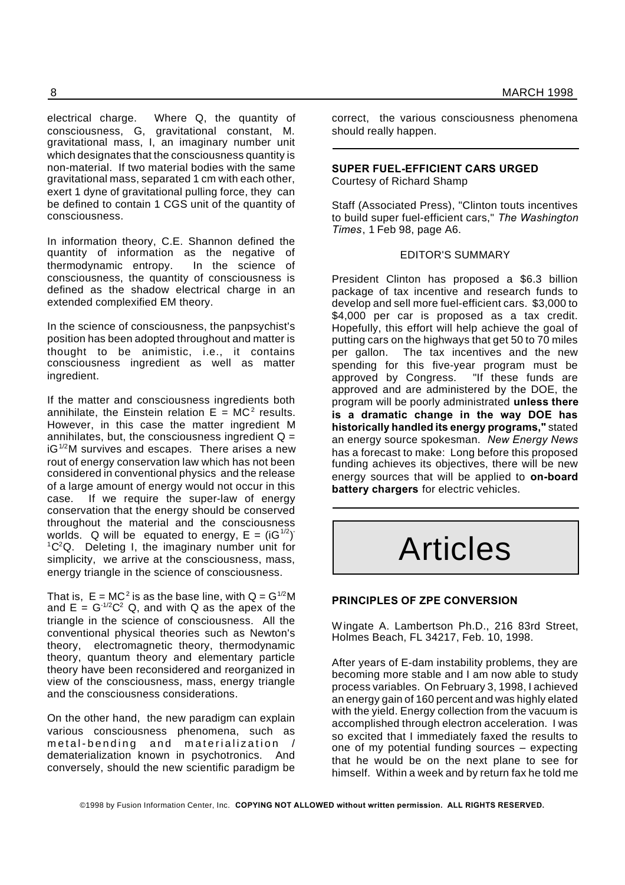electrical charge. Where Q, the quantity of consciousness, G, gravitational constant, M. gravitational mass, I, an imaginary number unit which designates that the consciousness quantity is non-material. If two material bodies with the same gravitational mass, separated 1 cm with each other, exert 1 dyne of gravitational pulling force, they can be defined to contain 1 CGS unit of the quantity of consciousness.

In information theory, C.E. Shannon defined the quantity of information as the negative of thermodynamic entropy. In the science of consciousness, the quantity of consciousness is defined as the shadow electrical charge in an extended complexified EM theory.

In the science of consciousness, the panpsychist's position has been adopted throughout and matter is thought to be animistic, i.e., it contains consciousness ingredient as well as matter ingredient.

If the matter and consciousness ingredients both annihilate, the Einstein relation $E = MC^2$ results. However, in this case the matter ingredient M annihilates, but, the consciousness ingredient $Q = iG^{1/2}M$ survives and escapes. There arises a new rout of energy conservation law which has not been considered in conventional physics and the release of a large amount of energy would not occur in this case. If we require the super-law of energy conservation that the energy should be conserved throughout the material and the consciousness worlds. Q will be equated to energy, $E = (iG^{1/2})^{-1}C^2Q$. Deleting I, the imaginary number unit for simplicity, we arrive at the consciousness, mass, energy triangle in the science of consciousness.

That is, $E = MC^2$ is as the base line, with $Q = G^{1/2}M$ and $E = G^{-1/2}C^2\ Q$, and with Q as the apex of the triangle in the science of consciousness. All the conventional physical theories such as Newton's theory, electromagnetic theory, thermodynamic theory, quantum theory and elementary particle theory have been reconsidered and reorganized in view of the consciousness, mass, energy triangle and the consciousness considerations.

On the other hand, the new paradigm can explain various consciousness phenomena, such as metal-bending and materialization / dematerialization known in psychotronics. And conversely, should the new scientific paradigm be correct, the various consciousness phenomena should really happen.

---

**SUPER FUEL-EFFICIENT CARS URGED**
Courtesy of Richard Shamp

Staff (Associated Press), "Clinton touts incentives to build super fuel-efficient cars," *The Washington Times*, 1 Feb 98, page A6.

EDITOR'S SUMMARY

President Clinton has proposed a \$6.3 billion package of tax incentive and research funds to develop and sell more fuel-efficient cars. \$3,000 to \$4,000 per car is proposed as a tax credit. Hopefully, this effort will help achieve the goal of putting cars on the highways that get 50 to 70 miles per gallon. The tax incentives and the new spending for this five-year program must be approved by Congress. "If these funds are approved and are administered by the DOE, the program will be poorly administrated **unless there is a dramatic change in the way DOE has historically handled its energy programs,"** stated an energy source spokesman. *New Energy News* has a forecast to make: Long before this proposed funding achieves its objectives, there will be new energy sources that will be applied to **on-board battery chargers** for electric vehicles.

---

# Articles

**PRINCIPLES OF ZPE CONVERSION**

Wingate A. Lambertson Ph.D., 216 83rd Street, Holmes Beach, FL 34217, Feb. 10, 1998.

After years of E-dam instability problems, they are becoming more stable and I am now able to study process variables. On February 3, 1998, I achieved an energy gain of 160 percent and was highly elated with the yield. Energy collection from the vacuum is accomplished through electron acceleration. I was so excited that I immediately faxed the results to one of my potential funding sources – expecting that he would be on the next plane to see for himself. Within a week and by return fax he told me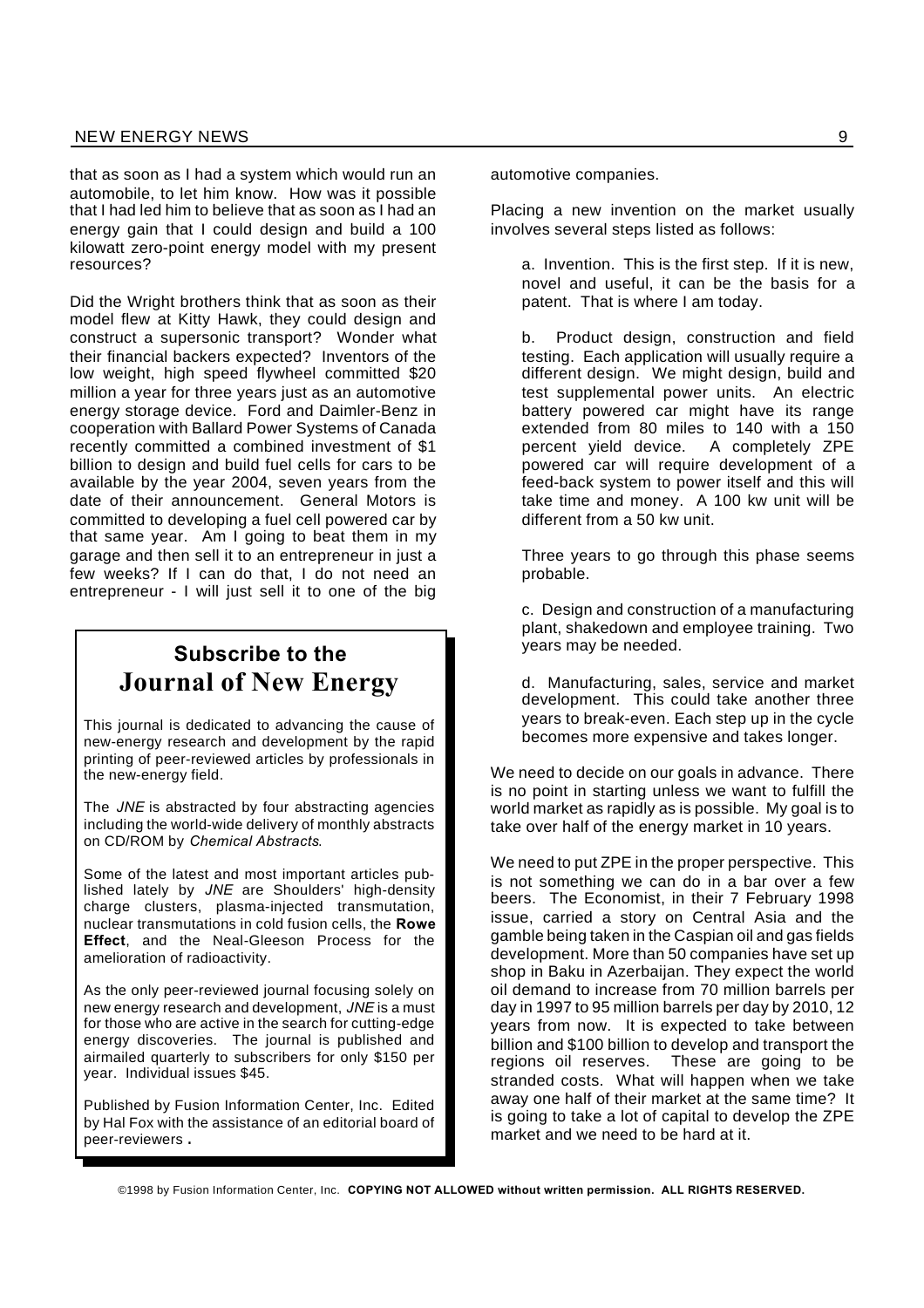that as soon as I had a system which would run an automobile, to let him know. How was it possible that I had led him to believe that as soon as I had an energy gain that I could design and build a 100 kilowatt zero-point energy model with my present resources?

Did the Wright brothers think that as soon as their model flew at Kitty Hawk, they could design and construct a supersonic transport? Wonder what their financial backers expected? Inventors of the low weight, high speed flywheel committed $20 million a year for three years just as an automotive energy storage device. Ford and Daimler-Benz in cooperation with Ballard Power Systems of Canada recently committed a combined investment of $1 billion to design and build fuel cells for cars to be available by the year 2004, seven years from the date of their announcement. General Motors is committed to developing a fuel cell powered car by that same year. Am I going to beat them in my garage and then sell it to an entrepreneur in just a few weeks? If I can do that, I do not need an entrepreneur - I will just sell it to one of the big automotive companies.

Placing a new invention on the market usually involves several steps listed as follows:

a. Invention. This is the first step. If it is new, novel and useful, it can be the basis for a patent. That is where I am today.

b. Product design, construction and field testing. Each application will usually require a different design. We might design, build and test supplemental power units. An electric battery powered car might have its range extended from 80 miles to 140 with a 150 percent yield device. A completely ZPE powered car will require development of a feed-back system to power itself and this will take time and money. A 100 kw unit will be different from a 50 kw unit.

Three years to go through this phase seems probable.

c. Design and construction of a manufacturing plant, shakedown and employee training. Two years may be needed.

d. Manufacturing, sales, service and market development. This could take another three years to break-even. Each step up in the cycle becomes more expensive and takes longer.

We need to decide on our goals in advance. There is no point in starting unless we want to fulfill the world market as rapidly as is possible. My goal is to take over half of the energy market in 10 years.

We need to put ZPE in the proper perspective. This is not something we can do in a bar over a few beers. The Economist, in their 7 February 1998 issue, carried a story on Central Asia and the gamble being taken in the Caspian oil and gas fields development. More than 50 companies have set up shop in Baku in Azerbaijan. They expect the world oil demand to increase from 70 million barrels per day in 1997 to 95 million barrels per day by 2010, 12 years from now. It is expected to take between billion and $100 billion to develop and transport the regions oil reserves. These are going to be stranded costs. What will happen when we take away one half of their market at the same time? It is going to take a lot of capital to develop the ZPE market and we need to be hard at it.

---

## Subscribe to the Journal of New Energy

This journal is dedicated to advancing the cause of new-energy research and development by the rapid printing of peer-reviewed articles by professionals in the new-energy field.

The *JNE* is abstracted by four abstracting agencies including the world-wide delivery of monthly abstracts on CD/ROM by *Chemical Abstracts*.

Some of the latest and most important articles published lately by *JNE* are Shoulders' high-density charge clusters, plasma-injected transmutation, nuclear transmutations in cold fusion cells, the **Rowe Effect**, and the Neal-Gleeson Process for the amelioration of radioactivity.

As the only peer-reviewed journal focusing solely on new energy research and development, *JNE* is a must for those who are active in the search for cutting-edge energy discoveries. The journal is published and airmailed quarterly to subscribers for only $150 per year. Individual issues $45.

Published by Fusion Information Center, Inc. Edited by Hal Fox with the assistance of an editorial board of peer-reviewers.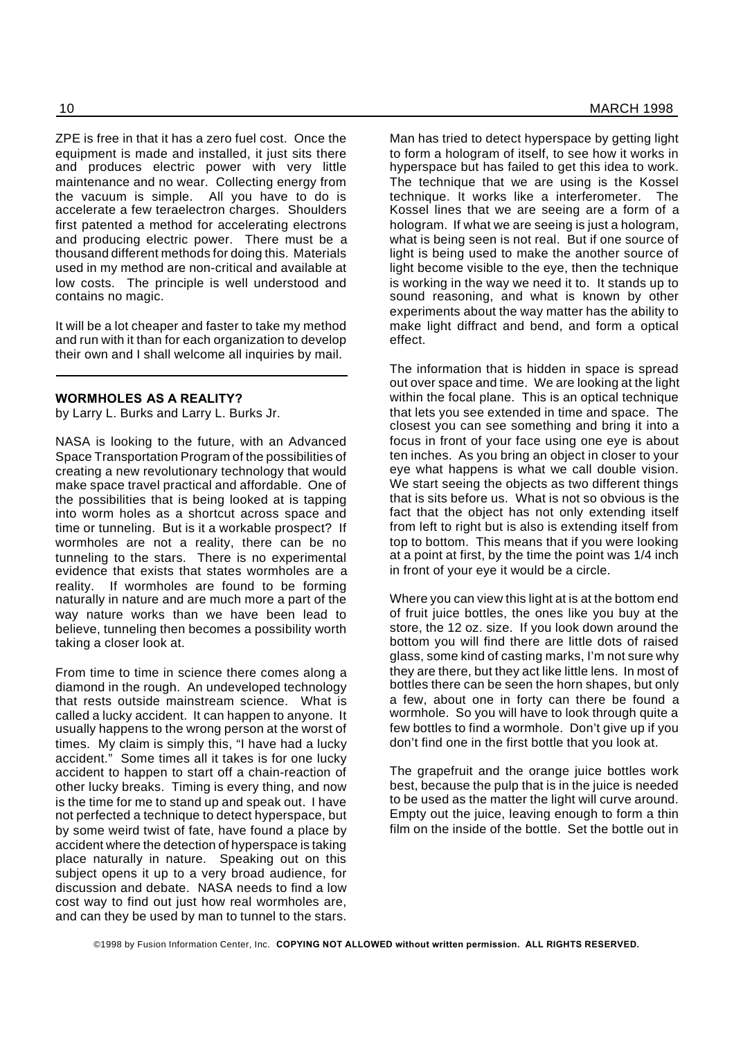ZPE is free in that it has a zero fuel cost. Once the equipment is made and installed, it just sits there and produces electric power with very little maintenance and no wear. Collecting energy from the vacuum is simple. All you have to do is accelerate a few teraelectron charges. Shoulders first patented a method for accelerating electrons and producing electric power. There must be a thousand different methods for doing this. Materials used in my method are non-critical and available at low costs. The principle is well understood and contains no magic.

It will be a lot cheaper and faster to take my method and run with it than for each organization to develop their own and I shall welcome all inquiries by mail.

---

### WORMHOLES AS A REALITY?

by Larry L. Burks and Larry L. Burks Jr.

NASA is looking to the future, with an Advanced Space Transportation Program of the possibilities of creating a new revolutionary technology that would make space travel practical and affordable. One of the possibilities that is being looked at is tapping into worm holes as a shortcut across space and time or tunneling. But is it a workable prospect? If wormholes are not a reality, there can be no tunneling to the stars. There is no experimental evidence that exists that states wormholes are a reality. If wormholes are found to be forming naturally in nature and are much more a part of the way nature works than we have been lead to believe, tunneling then becomes a possibility worth taking a closer look at.

From time to time in science there comes along a diamond in the rough. An undeveloped technology that rests outside mainstream science. What is called a lucky accident. It can happen to anyone. It usually happens to the wrong person at the worst of times. My claim is simply this, "I have had a lucky accident." Some times all it takes is for one lucky accident to happen to start off a chain-reaction of other lucky breaks. Timing is every thing, and now is the time for me to stand up and speak out. I have not perfected a technique to detect hyperspace, but by some weird twist of fate, have found a place by accident where the detection of hyperspace is taking place naturally in nature. Speaking out on this subject opens it up to a very broad audience, for discussion and debate. NASA needs to find a low cost way to find out just how real wormholes are, and can they be used by man to tunnel to the stars.

Man has tried to detect hyperspace by getting light to form a hologram of itself, to see how it works in hyperspace but has failed to get this idea to work. The technique that we are using is the Kossel technique. It works like a interferometer. The Kossel lines that we are seeing are a form of a hologram. If what we are seeing is just a hologram, what is being seen is not real. But if one source of light is being used to make the another source of light become visible to the eye, then the technique is working in the way we need it to. It stands up to sound reasoning, and what is known by other experiments about the way matter has the ability to make light diffract and bend, and form a optical effect.

The information that is hidden in space is spread out over space and time. We are looking at the light within the focal plane. This is an optical technique that lets you see extended in time and space. The closest you can see something and bring it into a focus in front of your face using one eye is about ten inches. As you bring an object in closer to your eye what happens is what we call double vision. We start seeing the objects as two different things that is sits before us. What is not so obvious is the fact that the object has not only extending itself from left to right but is also is extending itself from top to bottom. This means that if you were looking at a point at first, by the time the point was 1/4 inch in front of your eye it would be a circle.

Where you can view this light at is at the bottom end of fruit juice bottles, the ones like you buy at the store, the 12 oz. size. If you look down around the bottom you will find there are little dots of raised glass, some kind of casting marks, I'm not sure why they are there, but they act like little lens. In most of bottles there can be seen the horn shapes, but only a few, about one in forty can there be found a wormhole. So you will have to look through quite a few bottles to find a wormhole. Don't give up if you don't find one in the first bottle that you look at.

The grapefruit and the orange juice bottles work best, because the pulp that is in the juice is needed to be used as the matter the light will curve around. Empty out the juice, leaving enough to form a thin film on the inside of the bottle. Set the bottle out in

©1998 by Fusion Information Center, Inc. **COPYING NOT ALLOWED without written permission. ALL RIGHTS RESERVED.**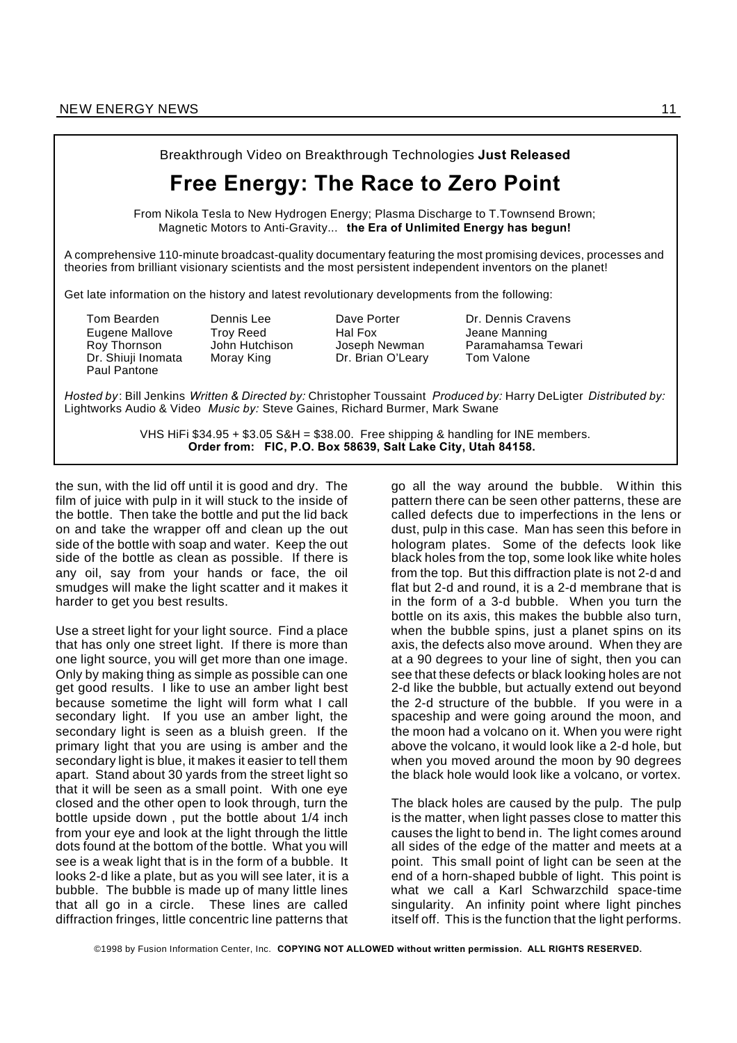Breakthrough Video on Breakthrough Technologies **Just Released**

## Free Energy: The Race to Zero Point

From Nikola Tesla to New Hydrogen Energy; Plasma Discharge to T.Townsend Brown; Magnetic Motors to Anti-Gravity... **the Era of Unlimited Energy has begun!**

A comprehensive 110-minute broadcast-quality documentary featuring the most promising devices, processes and theories from brilliant visionary scientists and the most persistent independent inventors on the planet!

Get late information on the history and latest revolutionary developments from the following:

| | | | |
|---|---|---|---|
| Tom Bearden | Dennis Lee | Dave Porter | Dr. Dennis Cravens |
| Eugene Mallove | Troy Reed | Hal Fox | Jeane Manning |
| Roy Thornson | John Hutchison | Joseph Newman | Paramahamsa Tewari |
| Dr. Shiuji Inomata | Moray King | Dr. Brian O'Leary | Tom Valone |
| Paul Pantone | | | |

*Hosted by*: Bill Jenkins *Written & Directed by:* Christopher Toussaint *Produced by:* Harry DeLigter *Distributed by:* Lightworks Audio & Video *Music by:* Steve Gaines, Richard Burmer, Mark Swane

VHS HiFi $34.95 + $3.05 S&H = $38.00. Free shipping & handling for INE members.
**Order from: FIC, P.O. Box 58639, Salt Lake City, Utah 84158.**

the sun, with the lid off until it is good and dry. The film of juice with pulp in it will stuck to the inside of the bottle. Then take the bottle and put the lid back on and take the wrapper off and clean up the out side of the bottle with soap and water. Keep the out side of the bottle as clean as possible. If there is any oil, say from your hands or face, the oil smudges will make the light scatter and it makes it harder to get you best results.

Use a street light for your light source. Find a place that has only one street light. If there is more than one light source, you will get more than one image. Only by making thing as simple as possible can one get good results. I like to use an amber light best because sometime the light will form what I call secondary light. If you use an amber light, the secondary light is seen as a bluish green. If the primary light that you are using is amber and the secondary light is blue, it makes it easier to tell them apart. Stand about 30 yards from the street light so that it will be seen as a small point. With one eye closed and the other open to look through, turn the bottle upside down , put the bottle about 1/4 inch from your eye and look at the light through the little dots found at the bottom of the bottle. What you will see is a weak light that is in the form of a bubble. It looks 2-d like a plate, but as you will see later, it is a bubble. The bubble is made up of many little lines that all go in a circle. These lines are called diffraction fringes, little concentric line patterns that go all the way around the bubble. Within this pattern there can be seen other patterns, these are called defects due to imperfections in the lens or dust, pulp in this case. Man has seen this before in hologram plates. Some of the defects look like black holes from the top, some look like white holes from the top. But this diffraction plate is not 2-d and flat but 2-d and round, it is a 2-d membrane that is in the form of a 3-d bubble. When you turn the bottle on its axis, this makes the bubble also turn, when the bubble spins, just a planet spins on its axis, the defects also move around. When they are at a 90 degrees to your line of sight, then you can see that these defects or black looking holes are not 2-d like the bubble, but actually extend out beyond the 2-d structure of the bubble. If you were in a spaceship and were going around the moon, and the moon had a volcano on it. When you were right above the volcano, it would look like a 2-d hole, but when you moved around the moon by 90 degrees the black hole would look like a volcano, or vortex.

The black holes are caused by the pulp. The pulp is the matter, when light passes close to matter this causes the light to bend in. The light comes around all sides of the edge of the matter and meets at a point. This small point of light can be seen at the end of a horn-shaped bubble of light. This point is what we call a Karl Schwarzchild space-time singularity. An infinity point where light pinches itself off. This is the function that the light performs.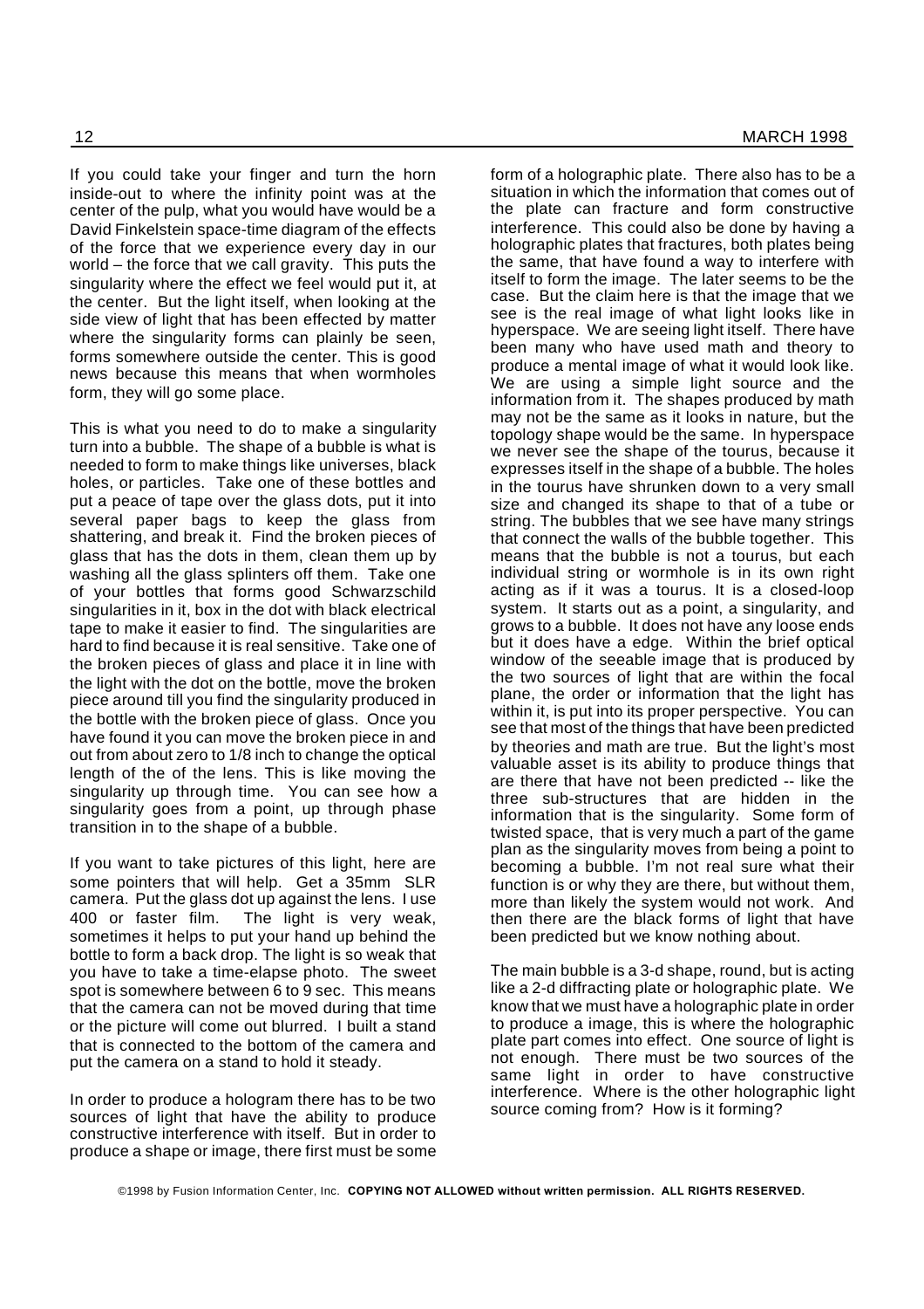If you could take your finger and turn the horn inside-out to where the infinity point was at the center of the pulp, what you would have would be a David Finkelstein space-time diagram of the effects of the force that we experience every day in our world – the force that we call gravity. This puts the singularity where the effect we feel would put it, at the center. But the light itself, when looking at the side view of light that has been effected by matter where the singularity forms can plainly be seen, forms somewhere outside the center. This is good news because this means that when wormholes form, they will go some place.

This is what you need to do to make a singularity turn into a bubble. The shape of a bubble is what is needed to form to make things like universes, black holes, or particles. Take one of these bottles and put a peace of tape over the glass dots, put it into several paper bags to keep the glass from shattering, and break it. Find the broken pieces of glass that has the dots in them, clean them up by washing all the glass splinters off them. Take one of your bottles that forms good Schwarzschild singularities in it, box in the dot with black electrical tape to make it easier to find. The singularities are hard to find because it is real sensitive. Take one of the broken pieces of glass and place it in line with the light with the dot on the bottle, move the broken piece around till you find the singularity produced in the bottle with the broken piece of glass. Once you have found it you can move the broken piece in and out from about zero to 1/8 inch to change the optical length of the of the lens. This is like moving the singularity up through time. You can see how a singularity goes from a point, up through phase transition in to the shape of a bubble.

If you want to take pictures of this light, here are some pointers that will help. Get a 35mm SLR camera. Put the glass dot up against the lens. I use 400 or faster film. The light is very weak, sometimes it helps to put your hand up behind the bottle to form a back drop. The light is so weak that you have to take a time-elapse photo. The sweet spot is somewhere between 6 to 9 sec. This means that the camera can not be moved during that time or the picture will come out blurred. I built a stand that is connected to the bottom of the camera and put the camera on a stand to hold it steady.

In order to produce a hologram there has to be two sources of light that have the ability to produce constructive interference with itself. But in order to produce a shape or image, there first must be some form of a holographic plate. There also has to be a situation in which the information that comes out of the plate can fracture and form constructive interference. This could also be done by having a holographic plates that fractures, both plates being the same, that have found a way to interfere with itself to form the image. The later seems to be the case. But the claim here is that the image that we see is the real image of what light looks like in hyperspace. We are seeing light itself. There have been many who have used math and theory to produce a mental image of what it would look like. We are using a simple light source and the information from it. The shapes produced by math may not be the same as it looks in nature, but the topology shape would be the same. In hyperspace we never see the shape of the tourus, because it expresses itself in the shape of a bubble. The holes in the tourus have shrunken down to a very small size and changed its shape to that of a tube or string. The bubbles that we see have many strings that connect the walls of the bubble together. This means that the bubble is not a tourus, but each individual string or wormhole is in its own right acting as if it was a tourus. It is a closed-loop system. It starts out as a point, a singularity, and grows to a bubble. It does not have any loose ends but it does have a edge. Within the brief optical window of the seeable image that is produced by the two sources of light that are within the focal plane, the order or information that the light has within it, is put into its proper perspective. You can see that most of the things that have been predicted by theories and math are true. But the light's most valuable asset is its ability to produce things that are there that have not been predicted -- like the three sub-structures that are hidden in the information that is the singularity. Some form of twisted space, that is very much a part of the game plan as the singularity moves from being a point to becoming a bubble. I'm not real sure what their function is or why they are there, but without them, more than likely the system would not work. And then there are the black forms of light that have been predicted but we know nothing about.

The main bubble is a 3-d shape, round, but is acting like a 2-d diffracting plate or holographic plate. We know that we must have a holographic plate in order to produce a image, this is where the holographic plate part comes into effect. One source of light is not enough. There must be two sources of the same light in order to have constructive interference. Where is the other holographic light source coming from? How is it forming?

©1998 by Fusion Information Center, Inc. **COPYING NOT ALLOWED without written permission. ALL RIGHTS RESERVED.**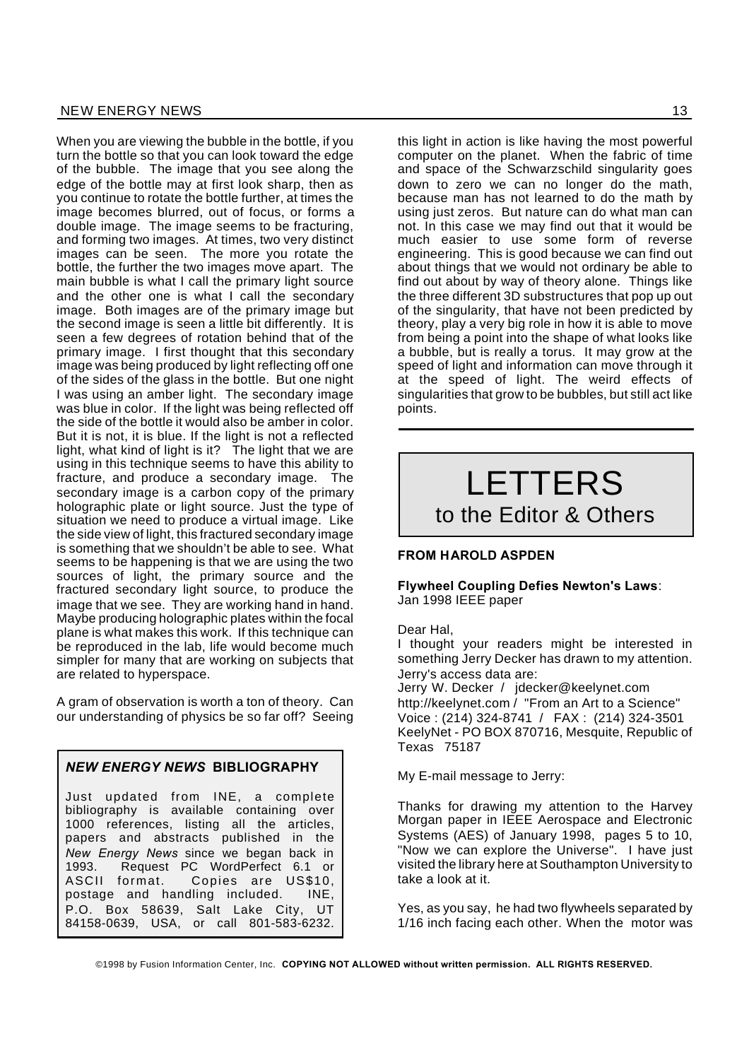When you are viewing the bubble in the bottle, if you turn the bottle so that you can look toward the edge of the bubble. The image that you see along the edge of the bottle may at first look sharp, then as you continue to rotate the bottle further, at times the image becomes blurred, out of focus, or forms a double image. The image seems to be fracturing, and forming two images. At times, two very distinct images can be seen. The more you rotate the bottle, the further the two images move apart. The main bubble is what I call the primary light source and the other one is what I call the secondary image. Both images are of the primary image but the second image is seen a little bit differently. It is seen a few degrees of rotation behind that of the primary image. I first thought that this secondary image was being produced by light reflecting off one of the sides of the glass in the bottle. But one night I was using an amber light. The secondary image was blue in color. If the light was being reflected off the side of the bottle it would also be amber in color. But it is not, it is blue. If the light is not a reflected light, what kind of light is it? The light that we are using in this technique seems to have this ability to fracture, and produce a secondary image. The secondary image is a carbon copy of the primary holographic plate or light source. Just the type of situation we need to produce a virtual image. Like the side view of light, this fractured secondary image is something that we shouldn't be able to see. What seems to be happening is that we are using the two sources of light, the primary source and the fractured secondary light source, to produce the image that we see. They are working hand in hand. Maybe producing holographic plates within the focal plane is what makes this work. If this technique can be reproduced in the lab, life would become much simpler for many that are working on subjects that are related to hyperspace.

A gram of observation is worth a ton of theory. Can our understanding of physics be so far off? Seeing this light in action is like having the most powerful computer on the planet. When the fabric of time and space of the Schwarzschild singularity goes down to zero we can no longer do the math, because man has not learned to do the math by using just zeros. But nature can do what man can not. In this case we may find out that it would be much easier to use some form of reverse engineering. This is good because we can find out about things that we would not ordinary be able to find out about by way of theory alone. Things like the three different 3D substructures that pop up out of the singularity, that have not been predicted by theory, play a very big role in how it is able to move from being a point into the shape of what looks like a bubble, but is really a torus. It may grow at the speed of light and information can move through it at the speed of light. The weird effects of singularities that grow to be bubbles, but still act like points.

### *NEW ENERGY NEWS* BIBLIOGRAPHY

Just updated from INE, a complete bibliography is available containing over 1000 references, listing all the articles, papers and abstracts published in the *New Energy News* since we began back in 1993. Request PC WordPerfect 6.1 or ASCII format. Copies are US$10, postage and handling included. INE, P.O. Box 58639, Salt Lake City, UT 84158-0639, USA, or call 801-583-6232.

# LETTERS
## to the Editor & Others

**FROM HAROLD ASPDEN**

**Flywheel Coupling Defies Newton's Laws**: Jan 1998 IEEE paper

Dear Hal,

I thought your readers might be interested in something Jerry Decker has drawn to my attention. Jerry's access data are:

Jerry W. Decker / jdecker@keelynet.com
http://keelynet.com / "From an Art to a Science"
Voice : (214) 324-8741 / FAX : (214) 324-3501
KeelyNet - PO BOX 870716, Mesquite, Republic of Texas 75187

My E-mail message to Jerry:

Thanks for drawing my attention to the Harvey Morgan paper in IEEE Aerospace and Electronic Systems (AES) of January 1998, pages 5 to 10, "Now we can explore the Universe". I have just visited the library here at Southampton University to take a look at it.

Yes, as you say, he had two flywheels separated by 1/16 inch facing each other. When the motor was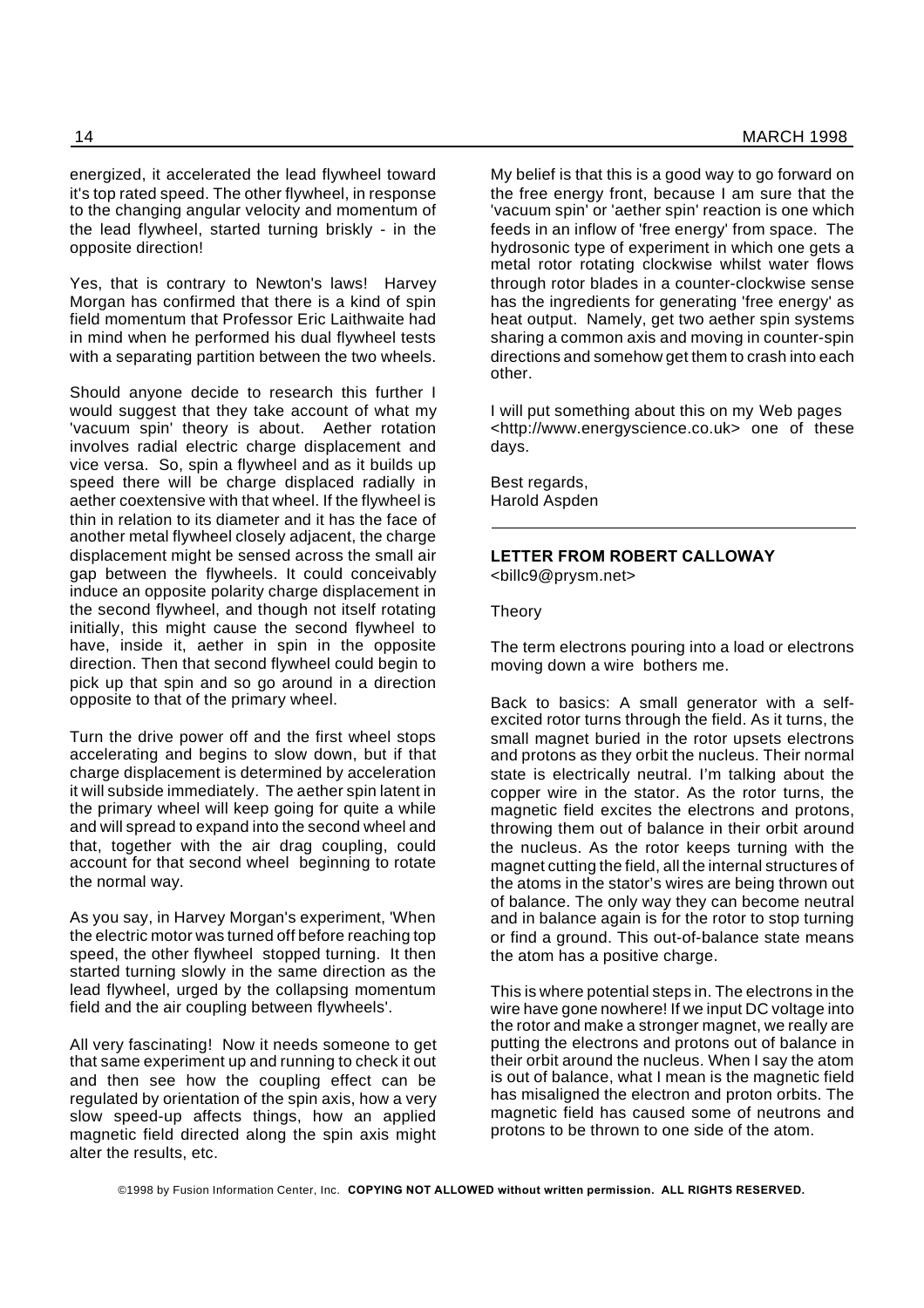energized, it accelerated the lead flywheel toward it's top rated speed. The other flywheel, in response to the changing angular velocity and momentum of the lead flywheel, started turning briskly - in the opposite direction!

Yes, that is contrary to Newton's laws! Harvey Morgan has confirmed that there is a kind of spin field momentum that Professor Eric Laithwaite had in mind when he performed his dual flywheel tests with a separating partition between the two wheels.

Should anyone decide to research this further I would suggest that they take account of what my 'vacuum spin' theory is about. Aether rotation involves radial electric charge displacement and vice versa. So, spin a flywheel and as it builds up speed there will be charge displaced radially in aether coextensive with that wheel. If the flywheel is thin in relation to its diameter and it has the face of another metal flywheel closely adjacent, the charge displacement might be sensed across the small air gap between the flywheels. It could conceivably induce an opposite polarity charge displacement in the second flywheel, and though not itself rotating initially, this might cause the second flywheel to have, inside it, aether in spin in the opposite direction. Then that second flywheel could begin to pick up that spin and so go around in a direction opposite to that of the primary wheel.

Turn the drive power off and the first wheel stops accelerating and begins to slow down, but if that charge displacement is determined by acceleration it will subside immediately. The aether spin latent in the primary wheel will keep going for quite a while and will spread to expand into the second wheel and that, together with the air drag coupling, could account for that second wheel beginning to rotate the normal way.

As you say, in Harvey Morgan's experiment, 'When the electric motor was turned off before reaching top speed, the other flywheel stopped turning. It then started turning slowly in the same direction as the lead flywheel, urged by the collapsing momentum field and the air coupling between flywheels'.

All very fascinating! Now it needs someone to get that same experiment up and running to check it out and then see how the coupling effect can be regulated by orientation of the spin axis, how a very slow speed-up affects things, how an applied magnetic field directed along the spin axis might alter the results, etc.

My belief is that this is a good way to go forward on the free energy front, because I am sure that the 'vacuum spin' or 'aether spin' reaction is one which feeds in an inflow of 'free energy' from space. The hydrosonic type of experiment in which one gets a metal rotor rotating clockwise whilst water flows through rotor blades in a counter-clockwise sense has the ingredients for generating 'free energy' as heat output. Namely, get two aether spin systems sharing a common axis and moving in counter-spin directions and somehow get them to crash into each other.

I will put something about this on my Web pages <http://www.energyscience.co.uk> one of these days.

Best regards,
Harold Aspden

---

**LETTER FROM ROBERT CALLOWAY**
<billc9@prysm.net>

Theory

The term electrons pouring into a load or electrons moving down a wire bothers me.

Back to basics: A small generator with a self-excited rotor turns through the field. As it turns, the small magnet buried in the rotor upsets electrons and protons as they orbit the nucleus. Their normal state is electrically neutral. I'm talking about the copper wire in the stator. As the rotor turns, the magnetic field excites the electrons and protons, throwing them out of balance in their orbit around the nucleus. As the rotor keeps turning with the magnet cutting the field, all the internal structures of the atoms in the stator's wires are being thrown out of balance. The only way they can become neutral and in balance again is for the rotor to stop turning or find a ground. This out-of-balance state means the atom has a positive charge.

This is where potential steps in. The electrons in the wire have gone nowhere! If we input DC voltage into the rotor and make a stronger magnet, we really are putting the electrons and protons out of balance in their orbit around the nucleus. When I say the atom is out of balance, what I mean is the magnetic field has misaligned the electron and proton orbits. The magnetic field has caused some of neutrons and protons to be thrown to one side of the atom.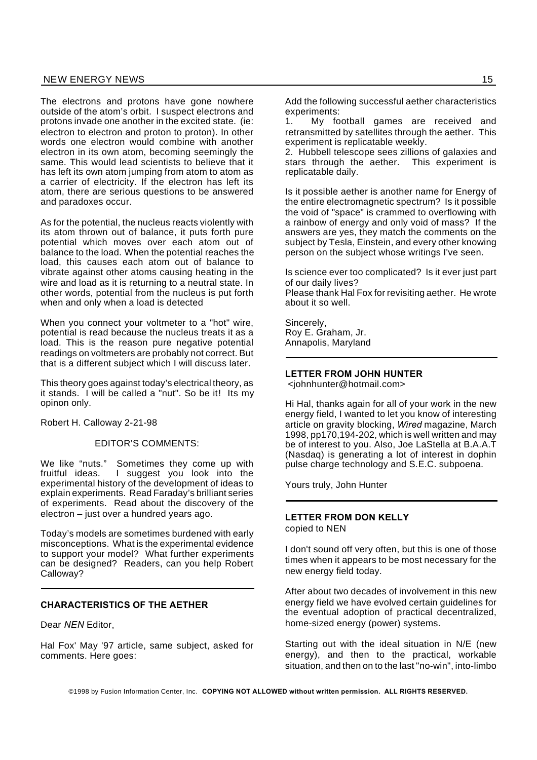The electrons and protons have gone nowhere outside of the atom's orbit. I suspect electrons and protons invade one another in the excited state. (ie: electron to electron and proton to proton). In other words one electron would combine with another electron in its own atom, becoming seemingly the same. This would lead scientists to believe that it has left its own atom jumping from atom to atom as a carrier of electricity. If the electron has left its atom, there are serious questions to be answered and paradoxes occur.

As for the potential, the nucleus reacts violently with its atom thrown out of balance, it puts forth pure potential which moves over each atom out of balance to the load. When the potential reaches the load, this causes each atom out of balance to vibrate against other atoms causing heating in the wire and load as it is returning to a neutral state. In other words, potential from the nucleus is put forth when and only when a load is detected

When you connect your voltmeter to a "hot" wire, potential is read because the nucleus treats it as a load. This is the reason pure negative potential readings on voltmeters are probably not correct. But that is a different subject which I will discuss later.

This theory goes against today's electrical theory, as it stands. I will be called a "nut". So be it! Its my opinon only.

Robert H. Calloway 2-21-98

EDITOR'S COMMENTS:

We like "nuts." Sometimes they come up with fruitful ideas. I suggest you look into the experimental history of the development of ideas to explain experiments. Read Faraday's brilliant series of experiments. Read about the discovery of the electron – just over a hundred years ago.

Today's models are sometimes burdened with early misconceptions. What is the experimental evidence to support your model? What further experiments can be designed? Readers, can you help Robert Calloway?

---

### CHARACTERISTICS OF THE AETHER

Dear *NEN* Editor,

Hal Fox' May '97 article, same subject, asked for comments. Here goes:

Add the following successful aether characteristics experiments:

1. My football games are received and retransmitted by satellites through the aether. This experiment is replicatable weekly.
2. Hubbell telescope sees zillions of galaxies and stars through the aether. This experiment is replicatable daily.

Is it possible aether is another name for Energy of the entire electromagnetic spectrum? Is it possible the void of "space" is crammed to overflowing with a rainbow of energy and only void of mass? If the answers are yes, they match the comments on the subject by Tesla, Einstein, and every other knowing person on the subject whose writings I've seen.

Is science ever too complicated? Is it ever just part of our daily lives?

Please thank Hal Fox for revisiting aether. He wrote about it so well.

Sincerely,
Roy E. Graham, Jr.
Annapolis, Maryland

---

### LETTER FROM JOHN HUNTER

<johnhunter@hotmail.com>

Hi Hal, thanks again for all of your work in the new energy field, I wanted to let you know of interesting article on gravity blocking, *Wired* magazine, March 1998, pp170,194-202, which is well written and may be of interest to you. Also, Joe LaStella at B.A.A.T (Nasdaq) is generating a lot of interest in dophin pulse charge technology and S.E.C. subpoena.

Yours truly, John Hunter

---

### LETTER FROM DON KELLY

copied to NEN

I don't sound off very often, but this is one of those times when it appears to be most necessary for the new energy field today.

After about two decades of involvement in this new energy field we have evolved certain guidelines for the eventual adoption of practical decentralized, home-sized energy (power) systems.

Starting out with the ideal situation in N/E (new energy), and then to the practical, workable situation, and then on to the last "no-win", into-limbo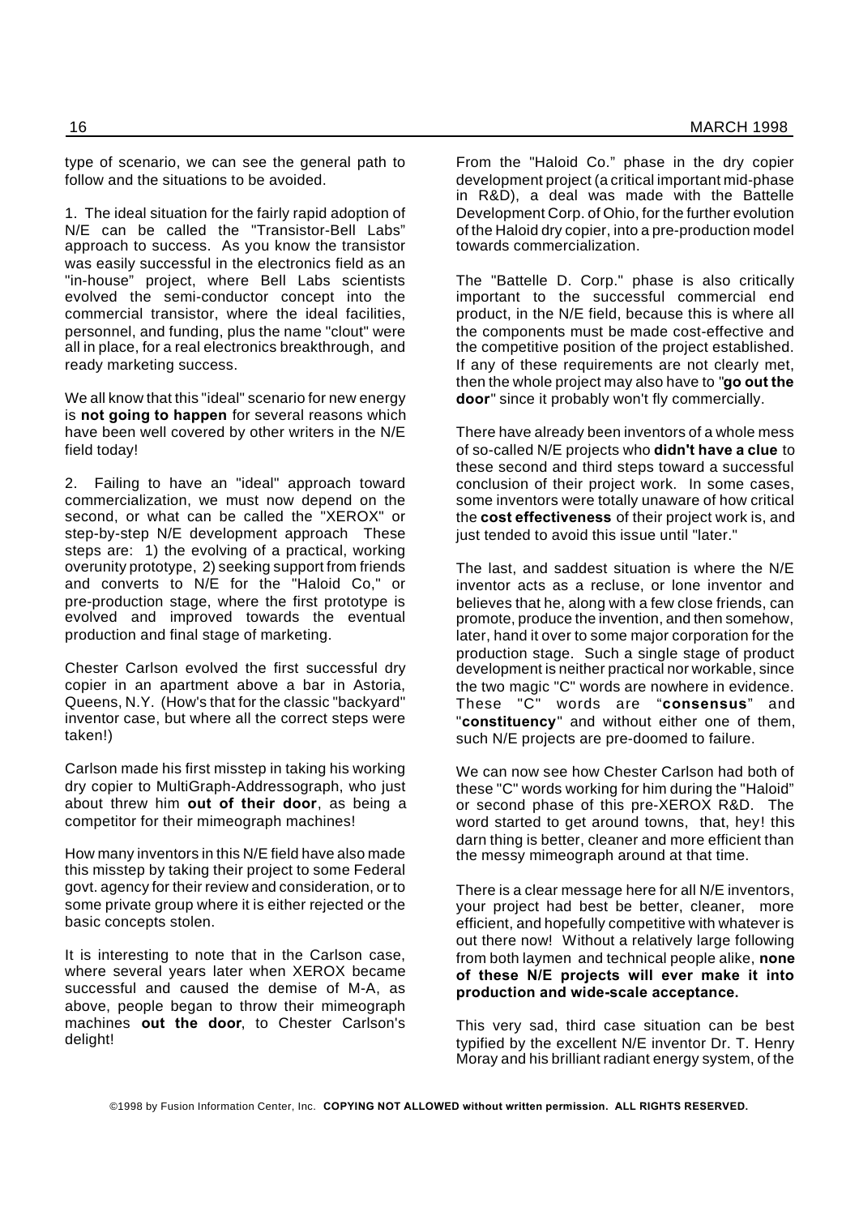type of scenario, we can see the general path to follow and the situations to be avoided.

1. The ideal situation for the fairly rapid adoption of N/E can be called the "Transistor-Bell Labs" approach to success. As you know the transistor was easily successful in the electronics field as an "in-house" project, where Bell Labs scientists evolved the semi-conductor concept into the commercial transistor, where the ideal facilities, personnel, and funding, plus the name "clout" were all in place, for a real electronics breakthrough, and ready marketing success.

We all know that this "ideal" scenario for new energy is **not going to happen** for several reasons which have been well covered by other writers in the N/E field today!

2. Failing to have an "ideal" approach toward commercialization, we must now depend on the second, or what can be called the "XEROX" or step-by-step N/E development approach These steps are: 1) the evolving of a practical, working overunity prototype, 2) seeking support from friends and converts to N/E for the "Haloid Co," or pre-production stage, where the first prototype is evolved and improved towards the eventual production and final stage of marketing.

Chester Carlson evolved the first successful dry copier in an apartment above a bar in Astoria, Queens, N.Y. (How's that for the classic "backyard" inventor case, but where all the correct steps were taken!)

Carlson made his first misstep in taking his working dry copier to MultiGraph-Addressograph, who just about threw him **out of their door**, as being a competitor for their mimeograph machines!

How many inventors in this N/E field have also made this misstep by taking their project to some Federal govt. agency for their review and consideration, or to some private group where it is either rejected or the basic concepts stolen.

It is interesting to note that in the Carlson case, where several years later when XEROX became successful and caused the demise of M-A, as above, people began to throw their mimeograph machines **out the door**, to Chester Carlson's delight!

From the "Haloid Co." phase in the dry copier development project (a critical important mid-phase in R&D), a deal was made with the Battelle Development Corp. of Ohio, for the further evolution of the Haloid dry copier, into a pre-production model towards commercialization.

The "Battelle D. Corp." phase is also critically important to the successful commercial end product, in the N/E field, because this is where all the components must be made cost-effective and the competitive position of the project established. If any of these requirements are not clearly met, then the whole project may also have to "**go out the door**" since it probably won't fly commercially.

There have already been inventors of a whole mess of so-called N/E projects who **didn't have a clue** to these second and third steps toward a successful conclusion of their project work. In some cases, some inventors were totally unaware of how critical the **cost effectiveness** of their project work is, and just tended to avoid this issue until "later."

The last, and saddest situation is where the N/E inventor acts as a recluse, or lone inventor and believes that he, along with a few close friends, can promote, produce the invention, and then somehow, later, hand it over to some major corporation for the production stage. Such a single stage of product development is neither practical nor workable, since the two magic "C" words are nowhere in evidence. These "C" words are "**consensus**" and "**constituency**" and without either one of them, such N/E projects are pre-doomed to failure.

We can now see how Chester Carlson had both of these "C" words working for him during the "Haloid" or second phase of this pre-XEROX R&D. The word started to get around towns, that, hey! this darn thing is better, cleaner and more efficient than the messy mimeograph around at that time.

There is a clear message here for all N/E inventors, your project had best be better, cleaner, more efficient, and hopefully competitive with whatever is out there now! Without a relatively large following from both laymen and technical people alike, **none of these N/E projects will ever make it into production and wide-scale acceptance.**

This very sad, third case situation can be best typified by the excellent N/E inventor Dr. T. Henry Moray and his brilliant radiant energy system, of the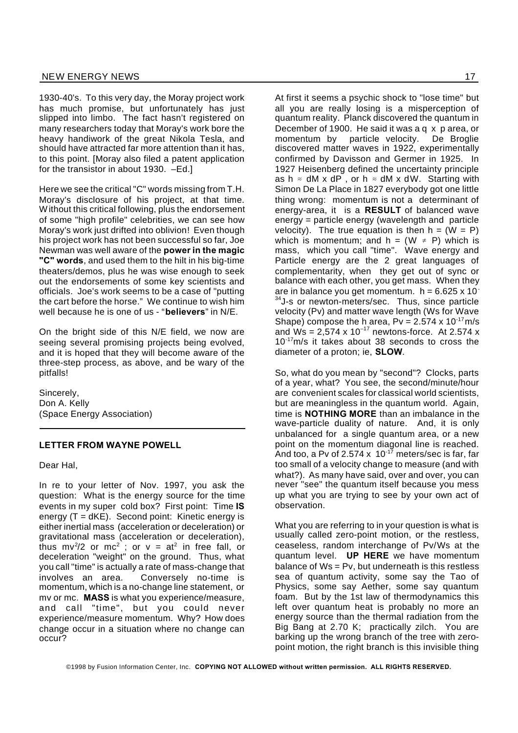1930-40's. To this very day, the Moray project work has much promise, but unfortunately has just slipped into limbo. The fact hasn't registered on many researchers today that Moray's work bore the heavy handiwork of the great Nikola Tesla, and should have attracted far more attention than it has, to this point. [Moray also filed a patent application for the transistor in about 1930. –Ed.]

Here we see the critical "C" words missing from T.H. Moray's disclosure of his project, at that time. Without this critical following, plus the endorsement of some "high profile" celebrities, we can see how Moray's work just drifted into oblivion! Even though his project work has not been successful so far, Joe Newman was well aware of the **power in the magic "C" words**, and used them to the hilt in his big-time theaters/demos, plus he was wise enough to seek out the endorsements of some key scientists and officials. Joe's work seems to be a case of "putting the cart before the horse." We continue to wish him well because he is one of us - "**believers**" in N/E.

On the bright side of this N/E field, we now are seeing several promising projects being evolved, and it is hoped that they will become aware of the three-step process, as above, and be wary of the pitfalls!

Sincerely,
Don A. Kelly
(Space Energy Association)

---

### LETTER FROM WAYNE POWELL

Dear Hal,

In re to your letter of Nov. 1997, you ask the question: What is the energy source for the time events in my super cold box? First point: Time **IS** energy ($T = dKE$). Second point: Kinetic energy is either inertial mass (acceleration or deceleration) or gravitational mass (acceleration or deceleration), thus $mv^2/2$ or $mc^2$ ; or $v = at^2$ in free fall, or deceleration "weight" on the ground. Thus, what you call "time" is actually a rate of mass-change that involves an area. Conversely no-time is momentum, which is a no-change line statement, or mv or mc. **MASS** is what you experience/measure, and call "time", but you could never experience/measure momentum. Why? How does change occur in a situation where no change can occur?

At first it seems a psychic shock to "lose time" but all you are really losing is a misperception of quantum reality. Planck discovered the quantum in December of 1900. He said it was a q x p area, or momentum by particle velocity. De Broglie discovered matter waves in 1922, experimentally confirmed by Davisson and Germer in 1925. In 1927 Heisenberg defined the uncertainty principle as $h \approx dM \times dP$ , or $h \approx dM \times dW$. Starting with Simon De La Place in 1827 everybody got one little thing wrong: momentum is not a determinant of energy-area, it is a **RESULT** of balanced wave energy = particle energy (wavelength and particle velocity). The true equation is then $h = (W = P)$ which is momentum; and $h = (W \neq P)$ which is mass, which you call "time". Wave energy and Particle energy are the 2 great languages of complementarity, when they get out of sync or balance with each other, you get mass. When they are in balance you get momentum. $h = 6.625 \times 10^{-34}$ J-s or newton-meters/sec. Thus, since particle velocity (Pv) and matter wave length (Ws for Wave Shape) compose the h area, $Pv = 2.574 \times 10^{-17}$ m/s and $Ws = 2{,}574 \times 10^{-17}$ newtons-force. At $2.574 \times 10^{-17}$m/s it takes about 38 seconds to cross the diameter of a proton; ie, **SLOW**.

So, what do you mean by "second"? Clocks, parts of a year, what? You see, the second/minute/hour are convenient scales for classical world scientists, but are meaningless in the quantum world. Again, time is **NOTHING MORE** than an imbalance in the wave-particle duality of nature. And, it is only unbalanced for a single quantum area, or a new point on the momentum diagonal line is reached. And too, a Pv of $2.574 \times 10^{-17}$ meters/sec is far, far too small of a velocity change to measure (and with what?). As many have said, over and over, you can never "see" the quantum itself because you mess up what you are trying to see by your own act of observation.

What you are referring to in your question is what is usually called zero-point motion, or the restless, ceaseless, random interchange of Pv/Ws at the quantum level. **UP HERE** we have momentum balance of Ws = Pv, but underneath is this restless sea of quantum activity, some say the Tao of Physics, some say Aether, some say quantum foam. But by the 1st law of thermodynamics this left over quantum heat is probably no more an energy source than the thermal radiation from the Big Bang at 2.70 K; practically zilch. You are barking up the wrong branch of the tree with zero-point motion, the right branch is this invisible thing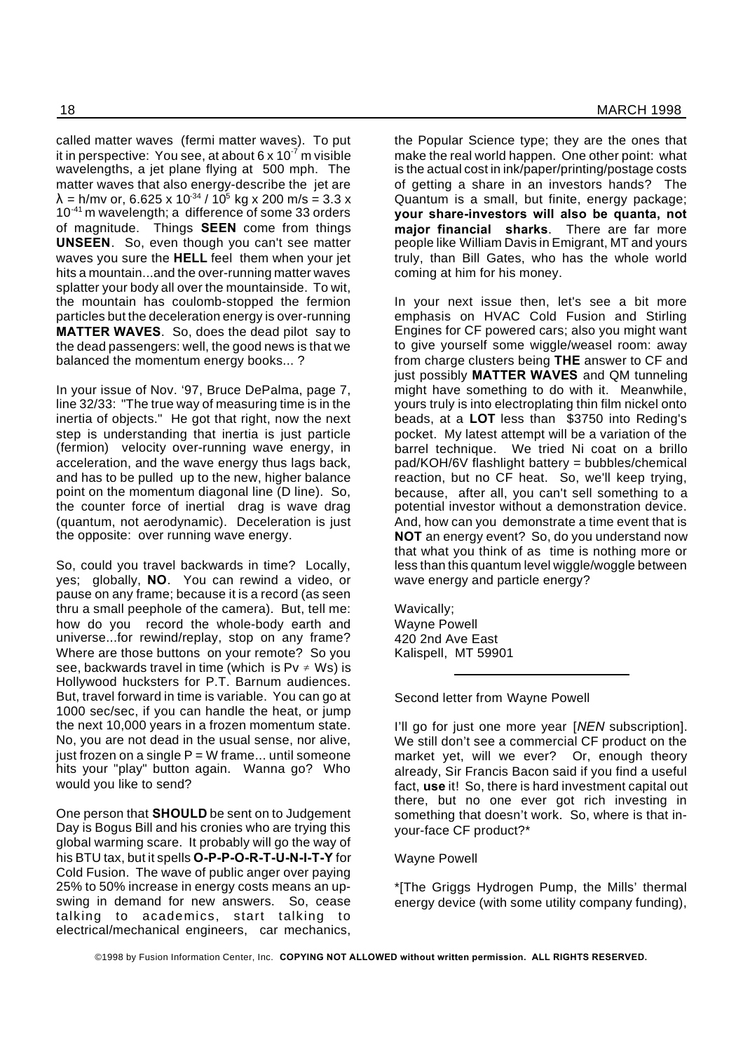called matter waves (fermi matter waves). To put it in perspective: You see, at about $6 \times 10^{-7}$ m visible wavelengths, a jet plane flying at 500 mph. The matter waves that also energy-describe the jet are $\lambda = h/mv$ or, $6.625 \times 10^{-34} / 10^{5}$ kg x 200 m/s = $3.3 \times 10^{-41}$ m wavelength; a difference of some 33 orders of magnitude. Things **SEEN** come from things **UNSEEN**. So, even though you can't see matter waves you sure the **HELL** feel them when your jet hits a mountain...and the over-running matter waves splatter your body all over the mountainside. To wit, the mountain has coulomb-stopped the fermion particles but the deceleration energy is over-running **MATTER WAVES**. So, does the dead pilot say to the dead passengers: well, the good news is that we balanced the momentum energy books... ?

In your issue of Nov. '97, Bruce DePalma, page 7, line 32/33: "The true way of measuring time is in the inertia of objects." He got that right, now the next step is understanding that inertia is just particle (fermion) velocity over-running wave energy, in acceleration, and the wave energy thus lags back, and has to be pulled up to the new, higher balance point on the momentum diagonal line (D line). So, the counter force of inertial drag is wave drag (quantum, not aerodynamic). Deceleration is just the opposite: over running wave energy.

So, could you travel backwards in time? Locally, yes; globally, **NO**. You can rewind a video, or pause on any frame; because it is a record (as seen thru a small peephole of the camera). But, tell me: how do you record the whole-body earth and universe...for rewind/replay, stop on any frame? Where are those buttons on your remote? So you see, backwards travel in time (which is $Pv \neq Ws$) is Hollywood hucksters for P.T. Barnum audiences. But, travel forward in time is variable. You can go at 1000 sec/sec, if you can handle the heat, or jump the next 10,000 years in a frozen momentum state. No, you are not dead in the usual sense, nor alive, just frozen on a single $P = W$ frame... until someone hits your "play" button again. Wanna go? Who would you like to send?

One person that **SHOULD** be sent on to Judgement Day is Bogus Bill and his cronies who are trying this global warming scare. It probably will go the way of his BTU tax, but it spells **O-P-P-O-R-T-U-N-I-T-Y** for Cold Fusion. The wave of public anger over paying 25% to 50% increase in energy costs means an upswing in demand for new answers. So, cease talking to academics, start talking to electrical/mechanical engineers, car mechanics, the Popular Science type; they are the ones that make the real world happen. One other point: what is the actual cost in ink/paper/printing/postage costs of getting a share in an investors hands? The Quantum is a small, but finite, energy package; **your share-investors will also be quanta, not major financial sharks**. There are far more people like William Davis in Emigrant, MT and yours truly, than Bill Gates, who has the whole world coming at him for his money.

In your next issue then, let's see a bit more emphasis on HVAC Cold Fusion and Stirling Engines for CF powered cars; also you might want to give yourself some wiggle/weasel room: away from charge clusters being **THE** answer to CF and just possibly **MATTER WAVES** and QM tunneling might have something to do with it. Meanwhile, yours truly is into electroplating thin film nickel onto beads, at a **LOT** less than $3750 into Reding's pocket. My latest attempt will be a variation of the barrel technique. We tried Ni coat on a brillo pad/KOH/6V flashlight battery = bubbles/chemical reaction, but no CF heat. So, we'll keep trying, because, after all, you can't sell something to a potential investor without a demonstration device. And, how can you demonstrate a time event that is **NOT** an energy event? So, do you understand now that what you think of as time is nothing more or less than this quantum level wiggle/woggle between wave energy and particle energy?

Wavically;
Wayne Powell
420 2nd Ave East
Kalispell, MT 59901

---

Second letter from Wayne Powell

I'll go for just one more year [*NEN* subscription]. We still don't see a commercial CF product on the market yet, will we ever? Or, enough theory already, Sir Francis Bacon said if you find a useful fact, **use** it! So, there is hard investment capital out there, but no one ever got rich investing in something that doesn't work. So, where is that in-your-face CF product?*

Wayne Powell

*[The Griggs Hydrogen Pump, the Mills' thermal energy device (with some utility company funding),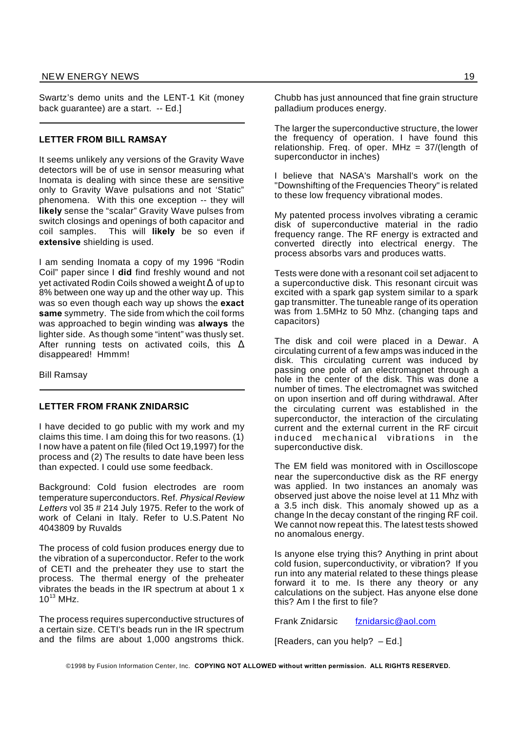Swartz's demo units and the LENT-1 Kit (money back guarantee) are a start.  -- Ed.]

---

### LETTER FROM BILL RAMSAY

It seems unlikely any versions of the Gravity Wave detectors will be of use in sensor measuring what Inomata is dealing with since these are sensitive only to Gravity Wave pulsations and not 'Static" phenomena. With this one exception -- they will **likely** sense the "scalar" Gravity Wave pulses from switch closings and openings of both capacitor and coil samples. This will **likely** be so even if **extensive** shielding is used.

I am sending Inomata a copy of my 1996 "Rodin Coil" paper since I **did** find freshly wound and not yet activated Rodin Coils showed a weight Δ of up to 8% between one way up and the other way up. This was so even though each way up shows the **exact same** symmetry. The side from which the coil forms was approached to begin winding was **always** the lighter side. As though some "intent" was thusly set. After running tests on activated coils, this Δ disappeared! Hmmm!

Bill Ramsay

---

### LETTER FROM FRANK ZNIDARSIC

I have decided to go public with my work and my claims this time. I am doing this for two reasons. (1) I now have a patent on file (filed Oct 19,1997) for the process and (2) The results to date have been less than expected. I could use some feedback.

Background: Cold fusion electrodes are room temperature superconductors. Ref. *Physical Review Letters* vol 35 # 214 July 1975. Refer to the work of Celani in Italy. Refer to U.S.Patent No 4043809 by Ruvalds

The process of cold fusion produces energy due to the vibration of a superconductor. Refer to the work of CETI and the preheater they use to start the process. The thermal energy of the preheater vibrates the beads in the IR spectrum at about 1 x $10^{13}$ MHz.

The process requires superconductive structures of a certain size. CETI's beads run in the IR spectrum and the films are about 1,000 angstroms thick. Chubb has just announced that fine grain structure palladium produces energy.

The larger the superconductive structure, the lower the frequency of operation. I have found this relationship. Freq. of oper. MHz = 37/(length of superconductor in inches)

I believe that NASA's Marshall's work on the "Downshifting of the Frequencies Theory" is related to these low frequency vibrational modes.

My patented process involves vibrating a ceramic disk of superconductive material in the radio frequency range. The RF energy is extracted and converted directly into electrical energy. The process absorbs vars and produces watts.

Tests were done with a resonant coil set adjacent to a superconductive disk. This resonant circuit was excited with a spark gap system similar to a spark gap transmitter. The tuneable range of its operation was from 1.5MHz to 50 Mhz. (changing taps and capacitors)

The disk and coil were placed in a Dewar. A circulating current of a few amps was induced in the disk. This circulating current was induced by passing one pole of an electromagnet through a hole in the center of the disk. This was done a number of times. The electromagnet was switched on upon insertion and off during withdrawal. After the circulating current was established in the superconductor, the interaction of the circulating current and the external current in the RF circuit induced mechanical vibrations in the superconductive disk.

The EM field was monitored with in Oscilloscope near the superconductive disk as the RF energy was applied. In two instances an anomaly was observed just above the noise level at 11 Mhz with a 3.5 inch disk. This anomaly showed up as a change In the decay constant of the ringing RF coil. We cannot now repeat this. The latest tests showed no anomalous energy.

Is anyone else trying this? Anything in print about cold fusion, superconductivity, or vibration? If you run into any material related to these things please forward it to me. Is there any theory or any calculations on the subject. Has anyone else done this? Am I the first to file?

Frank Znidarsic      fznidarsic@aol.com

[Readers, can you help?  – Ed.]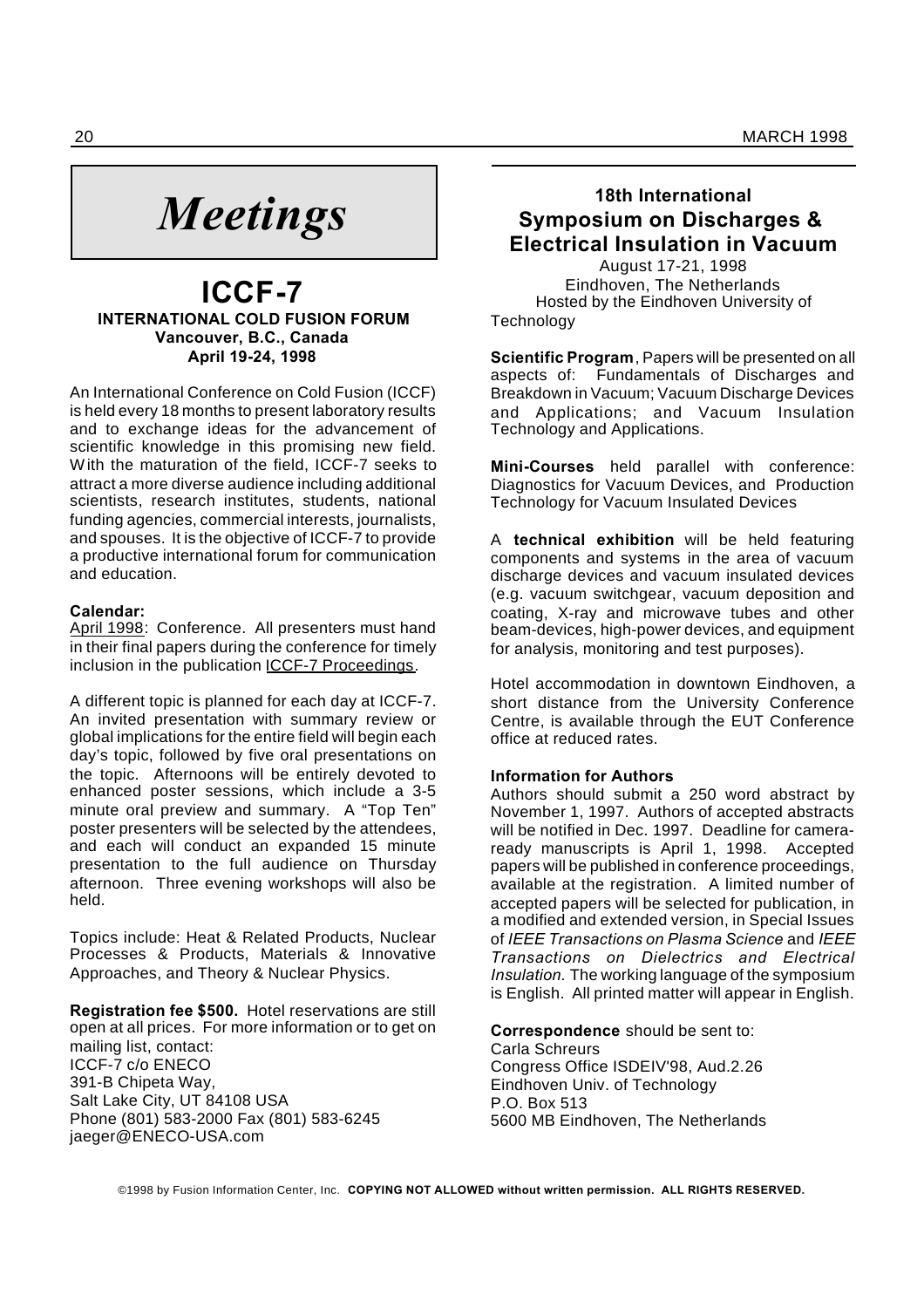# *Meetings*

## ICCF-7

**INTERNATIONAL COLD FUSION FORUM**
**Vancouver, B.C., Canada**
**April 19-24, 1998**

An International Conference on Cold Fusion (ICCF) is held every 18 months to present laboratory results and to exchange ideas for the advancement of scientific knowledge in this promising new field. With the maturation of the field, ICCF-7 seeks to attract a more diverse audience including additional scientists, research institutes, students, national funding agencies, commercial interests, journalists, and spouses. It is the objective of ICCF-7 to provide a productive international forum for communication and education.

**Calendar:**
April 1998: Conference. All presenters must hand in their final papers during the conference for timely inclusion in the publication ICCF-7 Proceedings.

A different topic is planned for each day at ICCF-7. An invited presentation with summary review or global implications for the entire field will begin each day's topic, followed by five oral presentations on the topic. Afternoons will be entirely devoted to enhanced poster sessions, which include a 3-5 minute oral preview and summary. A "Top Ten" poster presenters will be selected by the attendees, and each will conduct an expanded 15 minute presentation to the full audience on Thursday afternoon. Three evening workshops will also be held.

Topics include: Heat & Related Products, Nuclear Processes & Products, Materials & Innovative Approaches, and Theory & Nuclear Physics.

**Registration fee $500.** Hotel reservations are still open at all prices. For more information or to get on mailing list, contact:
ICCF-7 c/o ENECO
391-B Chipeta Way,
Salt Lake City, UT 84108 USA
Phone (801) 583-2000 Fax (801) 583-6245
jaeger@ENECO-USA.com

## 18th International Symposium on Discharges & Electrical Insulation in Vacuum

August 17-21, 1998
Eindhoven, The Netherlands
Hosted by the Eindhoven University of Technology

**Scientific Program**, Papers will be presented on all aspects of: Fundamentals of Discharges and Breakdown in Vacuum; Vacuum Discharge Devices and Applications; and Vacuum Insulation Technology and Applications.

**Mini-Courses** held parallel with conference: Diagnostics for Vacuum Devices, and Production Technology for Vacuum Insulated Devices

A **technical exhibition** will be held featuring components and systems in the area of vacuum discharge devices and vacuum insulated devices (e.g. vacuum switchgear, vacuum deposition and coating, X-ray and microwave tubes and other beam-devices, high-power devices, and equipment for analysis, monitoring and test purposes).

Hotel accommodation in downtown Eindhoven, a short distance from the University Conference Centre, is available through the EUT Conference office at reduced rates.

**Information for Authors**
Authors should submit a 250 word abstract by November 1, 1997. Authors of accepted abstracts will be notified in Dec. 1997. Deadline for camera-ready manuscripts is April 1, 1998. Accepted papers will be published in conference proceedings, available at the registration. A limited number of accepted papers will be selected for publication, in a modified and extended version, in Special Issues of *IEEE Transactions on Plasma Science* and *IEEE Transactions on Dielectrics and Electrical Insulation.* The working language of the symposium is English. All printed matter will appear in English.

**Correspondence** should be sent to:
Carla Schreurs
Congress Office ISDEIV'98, Aud.2.26
Eindhoven Univ. of Technology
P.O. Box 513
5600 MB Eindhoven, The Netherlands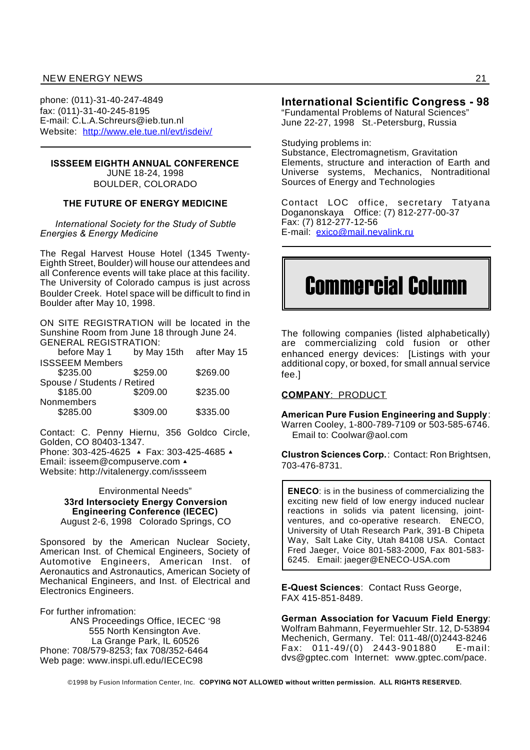phone: (011)-31-40-247-4849
fax: (011)-31-40-245-8195
E-mail: C.L.A.Schreurs@ieb.tun.nl
Website: http://www.ele.tue.nl/evt/isdeiv/

---

**ISSSEEM EIGHTH ANNUAL CONFERENCE**
JUNE 18-24, 1998
BOULDER, COLORADO

**THE FUTURE OF ENERGY MEDICINE**

*International Society for the Study of Subtle Energies & Energy Medicine*

The Regal Harvest House Hotel (1345 Twenty-Eighth Street, Boulder) will house our attendees and all Conference events will take place at this facility. The University of Colorado campus is just across Boulder Creek. Hotel space will be difficult to find in Boulder after May 10, 1998.

ON SITE REGISTRATION will be located in the Sunshine Room from June 18 through June 24.
GENERAL REGISTRATION:

| | before May 1 | by May 15th | after May 15 |
|---|---|---|---|
| ISSSEEM Members | $235.00 | $259.00 | $269.00 |
| Spouse / Students / Retired | $185.00 | $209.00 | $235.00 |
| Nonmembers | $285.00 | $309.00 | $335.00 |

Contact: C. Penny Hiernu, 356 Goldco Circle, Golden, CO 80403-1347.
Phone: 303-425-4625 ▲ Fax: 303-425-4685 ▲
Email: isseem@compuserve.com ▲
Website: http://vitalenergy.com/issseem

Environmental Needs"
**33rd Intersociety Energy Conversion Engineering Conference (IECEC)**
August 2-6, 1998 Colorado Springs, CO

Sponsored by the American Nuclear Society, American Inst. of Chemical Engineers, Society of Automotive Engineers, American Inst. of Aeronautics and Astronautics, American Society of Mechanical Engineers, and Inst. of Electrical and Electronics Engineers.

For further infromation:
ANS Proceedings Office, IECEC '98
555 North Kensington Ave.
La Grange Park, IL 60526
Phone: 708/579-8253; fax 708/352-6464
Web page: www.inspi.ufl.edu/IECEC98

## International Scientific Congress - 98

"Fundamental Problems of Natural Sciences"
June 22-27, 1998 St.-Petersburg, Russia

Studying problems in:
Substance, Electromagnetism, Gravitation
Elements, structure and interaction of Earth and Universe systems, Mechanics, Nontraditional Sources of Energy and Technologies

Contact LOC office, secretary Tatyana Doganonskaya Office: (7) 812-277-00-37
Fax: (7) 812-277-12-56
E-mail: exico@mail.nevalink.ru

---

# Commercial Column

The following companies (listed alphabetically) are commercializing cold fusion or other enhanced energy devices: [Listings with your additional copy, or boxed, for small annual service fee.]

**COMPANY**: PRODUCT

**American Pure Fusion Engineering and Supply**: Warren Cooley, 1-800-789-7109 or 503-585-6746.
Email to: Coolwar@aol.com

**Clustron Sciences Corp.**: Contact: Ron Brightsen, 703-476-8731.

**ENECO**: is in the business of commercializing the exciting new field of low energy induced nuclear reactions in solids via patent licensing, joint-ventures, and co-operative research. ENECO, University of Utah Research Park, 391-B Chipeta Way, Salt Lake City, Utah 84108 USA. Contact Fred Jaeger, Voice 801-583-2000, Fax 801-583-6245. Email: jaeger@ENECO-USA.com

**E-Quest Sciences**: Contact Russ George, FAX 415-851-8489.

**German Association for Vacuum Field Energy**: Wolfram Bahmann, Feyermuehler Str. 12, D-53894 Mechenich, Germany. Tel: 011-48/(0)2443-8246 Fax: 011-49/(0) 2443-901880 E-mail: dvs@gptec.com Internet: www.gptec.com/pace.

©1998 by Fusion Information Center, Inc. **COPYING NOT ALLOWED without written permission. ALL RIGHTS RESERVED.**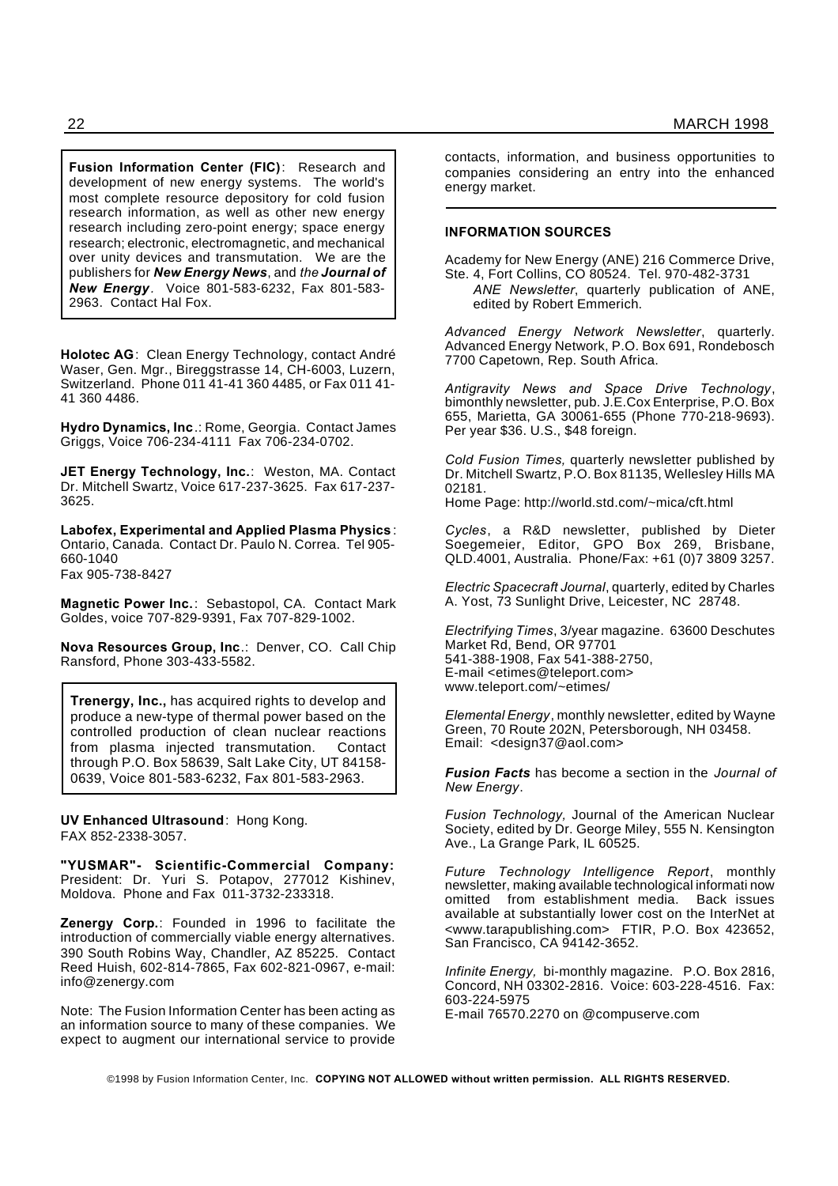**Fusion Information Center (FIC)**: Research and development of new energy systems. The world's most complete resource depository for cold fusion research information, as well as other new energy research including zero-point energy; space energy research; electronic, electromagnetic, and mechanical over unity devices and transmutation. We are the publishers for ***New Energy News***, and *the* ***Journal of New Energy***. Voice 801-583-6232, Fax 801-583-2963. Contact Hal Fox.

**Holotec AG**: Clean Energy Technology, contact André Waser, Gen. Mgr., Bireggstrasse 14, CH-6003, Luzern, Switzerland. Phone 011 41-41 360 4485, or Fax 011 41-41 360 4486.

**Hydro Dynamics, Inc**.: Rome, Georgia. Contact James Griggs, Voice 706-234-4111 Fax 706-234-0702.

**JET Energy Technology, Inc.**: Weston, MA. Contact Dr. Mitchell Swartz, Voice 617-237-3625. Fax 617-237-3625.

**Labofex, Experimental and Applied Plasma Physics**: Ontario, Canada. Contact Dr. Paulo N. Correa. Tel 905-660-1040
Fax 905-738-8427

**Magnetic Power Inc.**: Sebastopol, CA. Contact Mark Goldes, voice 707-829-9391, Fax 707-829-1002.

**Nova Resources Group, Inc**.: Denver, CO. Call Chip Ransford, Phone 303-433-5582.

**Trenergy, Inc.,** has acquired rights to develop and produce a new-type of thermal power based on the controlled production of clean nuclear reactions from plasma injected transmutation. Contact through P.O. Box 58639, Salt Lake City, UT 84158-0639, Voice 801-583-6232, Fax 801-583-2963.

**UV Enhanced Ultrasound**: Hong Kong.
FAX 852-2338-3057.

**"YUSMAR"- Scientific-Commercial Company:** President: Dr. Yuri S. Potapov, 277012 Kishinev, Moldova. Phone and Fax 011-3732-233318.

**Zenergy Corp.**: Founded in 1996 to facilitate the introduction of commercially viable energy alternatives. 390 South Robins Way, Chandler, AZ 85225. Contact Reed Huish, 602-814-7865, Fax 602-821-0967, e-mail: info@zenergy.com

Note: The Fusion Information Center has been acting as an information source to many of these companies. We expect to augment our international service to provide contacts, information, and business opportunities to companies considering an entry into the enhanced energy market.

---

### INFORMATION SOURCES

Academy for New Energy (ANE) 216 Commerce Drive, Ste. 4, Fort Collins, CO 80524. Tel. 970-482-3731
*ANE Newsletter*, quarterly publication of ANE, edited by Robert Emmerich.

*Advanced Energy Network Newsletter*, quarterly. Advanced Energy Network, P.O. Box 691, Rondebosch 7700 Capetown, Rep. South Africa.

*Antigravity News and Space Drive Technology*, bimonthly newsletter, pub. J.E.Cox Enterprise, P.O. Box 655, Marietta, GA 30061-655 (Phone 770-218-9693). Per year $36. U.S., $48 foreign.

*Cold Fusion Times,* quarterly newsletter published by Dr. Mitchell Swartz, P.O. Box 81135, Wellesley Hills MA 02181.
Home Page: http://world.std.com/~mica/cft.html

*Cycles*, a R&D newsletter, published by Dieter Soegemeier, Editor, GPO Box 269, Brisbane, QLD.4001, Australia. Phone/Fax: +61 (0)7 3809 3257.

*Electric Spacecraft Journal*, quarterly, edited by Charles A. Yost, 73 Sunlight Drive, Leicester, NC 28748.

*Electrifying Times*, 3/year magazine. 63600 Deschutes Market Rd, Bend, OR 97701
541-388-1908, Fax 541-388-2750,
E-mail <etimes@teleport.com>
www.teleport.com/~etimes/

*Elemental Energy*, monthly newsletter, edited by Wayne Green, 70 Route 202N, Petersborough, NH 03458.
Email: <design37@aol.com>

***Fusion Facts*** has become a section in the *Journal of New Energy*.

*Fusion Technology,* Journal of the American Nuclear Society, edited by Dr. George Miley, 555 N. Kensington Ave., La Grange Park, IL 60525.

*Future Technology Intelligence Report*, monthly newsletter, making available technological informati now omitted from establishment media. Back issues available at substantially lower cost on the InterNet at <www.tarapublishing.com> FTIR, P.O. Box 423652, San Francisco, CA 94142-3652.

*Infinite Energy,* bi-monthly magazine. P.O. Box 2816, Concord, NH 03302-2816. Voice: 603-228-4516. Fax: 603-224-5975
E-mail 76570.2270 on @compuserve.com

©1998 by Fusion Information Center, Inc. **COPYING NOT ALLOWED without written permission. ALL RIGHTS RESERVED.**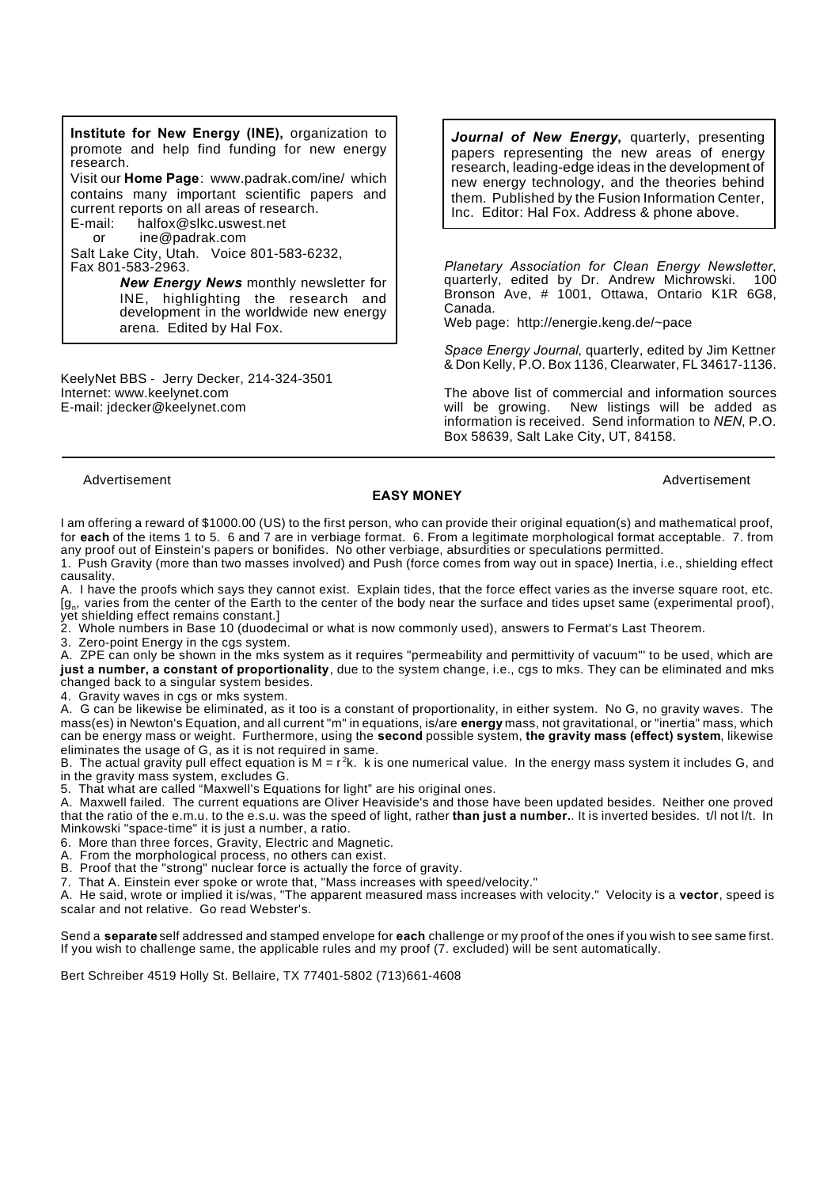**Institute for New Energy (INE),** organization to promote and help find funding for new energy research.

Visit our **Home Page**: www.padrak.com/ine/ which contains many important scientific papers and current reports on all areas of research.

E-mail: halfox@slkc.uswest.net
or ine@padrak.com

Salt Lake City, Utah. Voice 801-583-6232, Fax 801-583-2963.

***New Energy News*** monthly newsletter for INE, highlighting the research and development in the worldwide new energy arena. Edited by Hal Fox.

KeelyNet BBS - Jerry Decker, 214-324-3501
Internet: www.keelynet.com
E-mail: jdecker@keelynet.com

***Journal of New Energy*****,** quarterly, presenting papers representing the new areas of energy research, leading-edge ideas in the development of new energy technology, and the theories behind them. Published by the Fusion Information Center, Inc. Editor: Hal Fox. Address & phone above.

*Planetary Association for Clean Energy Newsletter*, quarterly, edited by Dr. Andrew Michrowski. 100 Bronson Ave, # 1001, Ottawa, Ontario K1R 6G8, Canada.
Web page: http://energie.keng.de/~pace

*Space Energy Journal*, quarterly, edited by Jim Kettner & Don Kelly, P.O. Box 1136, Clearwater, FL 34617-1136.

The above list of commercial and information sources will be growing. New listings will be added as information is received. Send information to *NEN*, P.O. Box 58639, Salt Lake City, UT, 84158.

---

Advertisement Advertisement

**EASY MONEY**

I am offering a reward of $1000.00 (US) to the first person, who can provide their original equation(s) and mathematical proof, for **each** of the items 1 to 5. 6 and 7 are in verbiage format. 6. From a legitimate morphological format acceptable. 7. from any proof out of Einstein's papers or bonifides. No other verbiage, absurdities or speculations permitted.

1. Push Gravity (more than two masses involved) and Push (force comes from way out in space) Inertia, i.e., shielding effect causality.

A. I have the proofs which says they cannot exist. Explain tides, that the force effect varies as the inverse square root, etc. [$g_n$, varies from the center of the Earth to the center of the body near the surface and tides upset same (experimental proof), yet shielding effect remains constant.]

2. Whole numbers in Base 10 (duodecimal or what is now commonly used), answers to Fermat's Last Theorem.

3. Zero-point Energy in the cgs system.

A. ZPE can only be shown in the mks system as it requires "permeability and permittivity of vacuum"' to be used, which are **just a number, a constant of proportionality**, due to the system change, i.e., cgs to mks. They can be eliminated and mks changed back to a singular system besides.

4. Gravity waves in cgs or mks system.

A. G can be likewise be eliminated, as it too is a constant of proportionality, in either system. No G, no gravity waves. The mass(es) in Newton's Equation, and all current "m" in equations, is/are **energy** mass, not gravitational, or "inertia" mass, which can be energy mass or weight. Furthermore, using the **second** possible system, **the gravity mass (effect) system**, likewise eliminates the usage of G, as it is not required in same.

B. The actual gravity pull effect equation is $M = r^2k$. k is one numerical value. In the energy mass system it includes G, and in the gravity mass system, excludes G.

5. That what are called "Maxwell's Equations for light" are his original ones.

A. Maxwell failed. The current equations are Oliver Heaviside's and those have been updated besides. Neither one proved that the ratio of the e.m.u. to the e.s.u. was the speed of light, rather **than just a number.**. It is inverted besides. t/l not l/t. In Minkowski "space-time" it is just a number, a ratio.

6. More than three forces, Gravity, Electric and Magnetic.

A. From the morphological process, no others can exist.

B. Proof that the "strong" nuclear force is actually the force of gravity.

7. That A. Einstein ever spoke or wrote that, "Mass increases with speed/velocity."

A. He said, wrote or implied it is/was, "The apparent measured mass increases with velocity." Velocity is a **vector**, speed is scalar and not relative. Go read Webster's.

Send a **separate** self addressed and stamped envelope for **each** challenge or my proof of the ones if you wish to see same first. If you wish to challenge same, the applicable rules and my proof (7. excluded) will be sent automatically.

Bert Schreiber 4519 Holly St. Bellaire, TX 77401-5802 (713)661-4608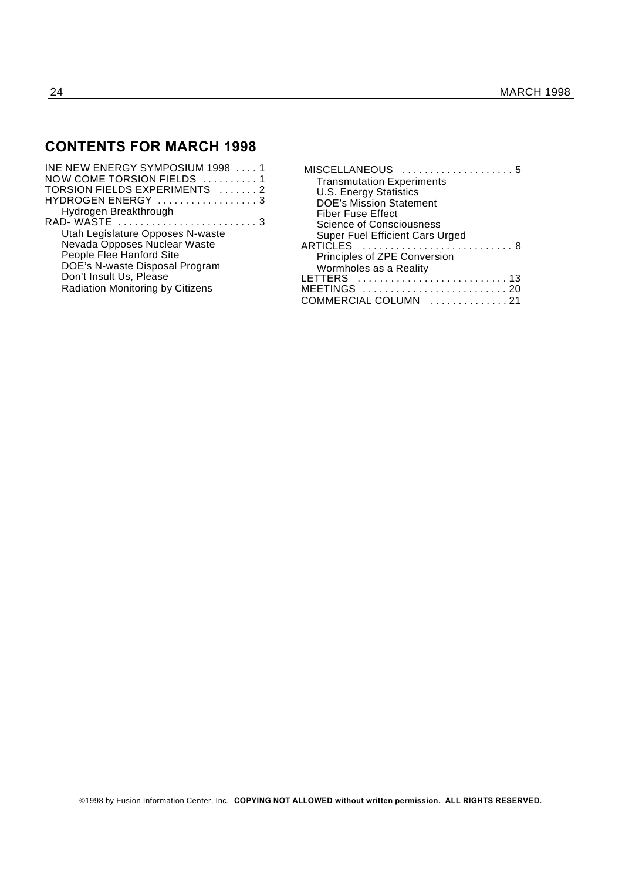## CONTENTS FOR MARCH 1998

INE NEW ENERGY SYMPOSIUM 1998 . . . . 1
NOW COME TORSION FIELDS . . . . . . . . . . 1
TORSION FIELDS EXPERIMENTS . . . . . . . 2
HYDROGEN ENERGY . . . . . . . . . . . . . . . . . . 3
- Hydrogen Breakthrough

RAD- WASTE . . . . . . . . . . . . . . . . . . . . . . . . . 3
- Utah Legislature Opposes N-waste
- Nevada Opposes Nuclear Waste
- People Flee Hanford Site
- DOE's N-waste Disposal Program
- Don't Insult Us, Please
- Radiation Monitoring by Citizens

MISCELLANEOUS . . . . . . . . . . . . . . . . . . . . 5
- Transmutation Experiments
- U.S. Energy Statistics
- DOE's Mission Statement
- Fiber Fuse Effect
- Science of Consciousness
- Super Fuel Efficient Cars Urged

ARTICLES . . . . . . . . . . . . . . . . . . . . . . . . . . 8
- Principles of ZPE Conversion
- Wormholes as a Reality

LETTERS . . . . . . . . . . . . . . . . . . . . . . . . . . . 13
MEETINGS . . . . . . . . . . . . . . . . . . . . . . . . . . 20
COMMERCIAL COLUMN . . . . . . . . . . . . . . 21

©1998 by Fusion Information Center, Inc. **COPYING NOT ALLOWED without written permission. ALL RIGHTS RESERVED.**